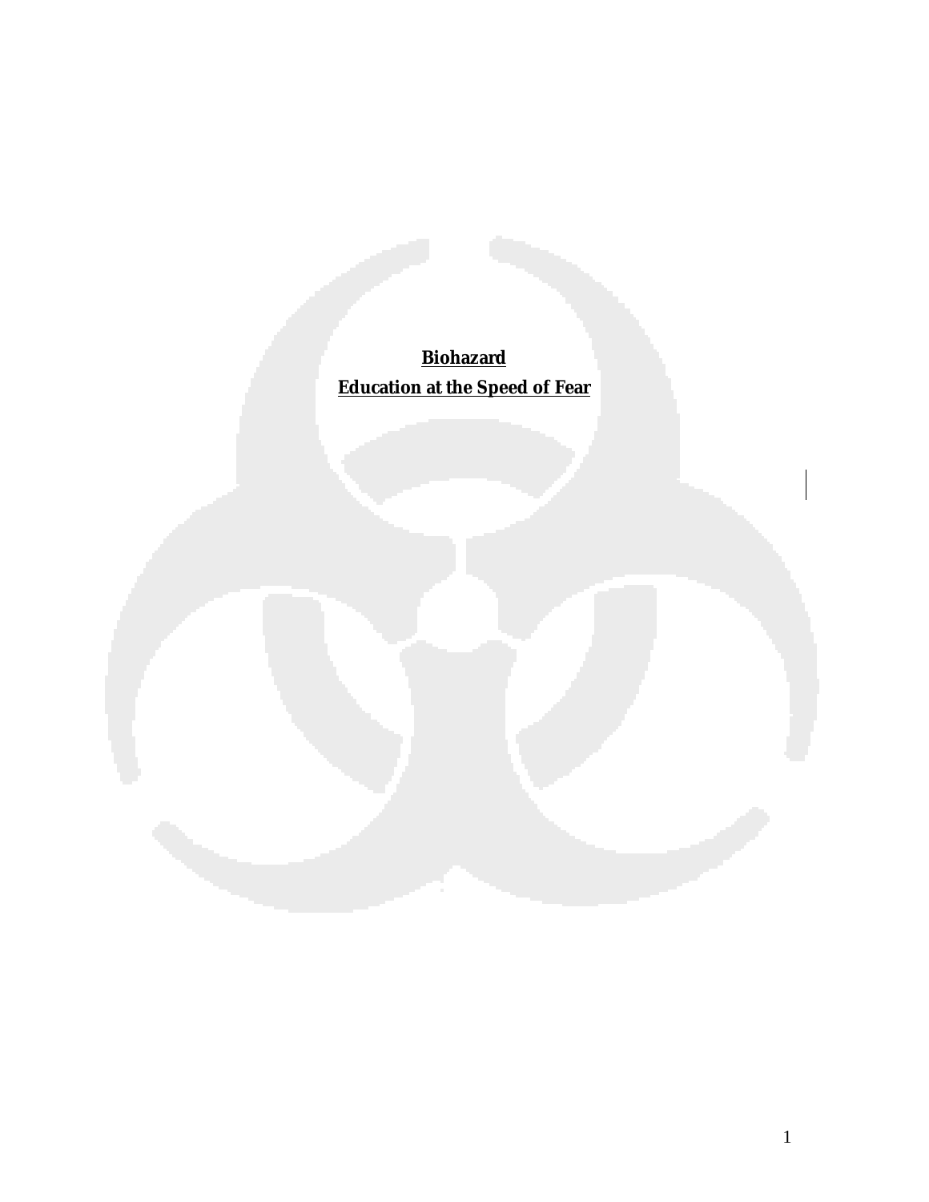**Biohazard**

**Education at the Speed of Fear**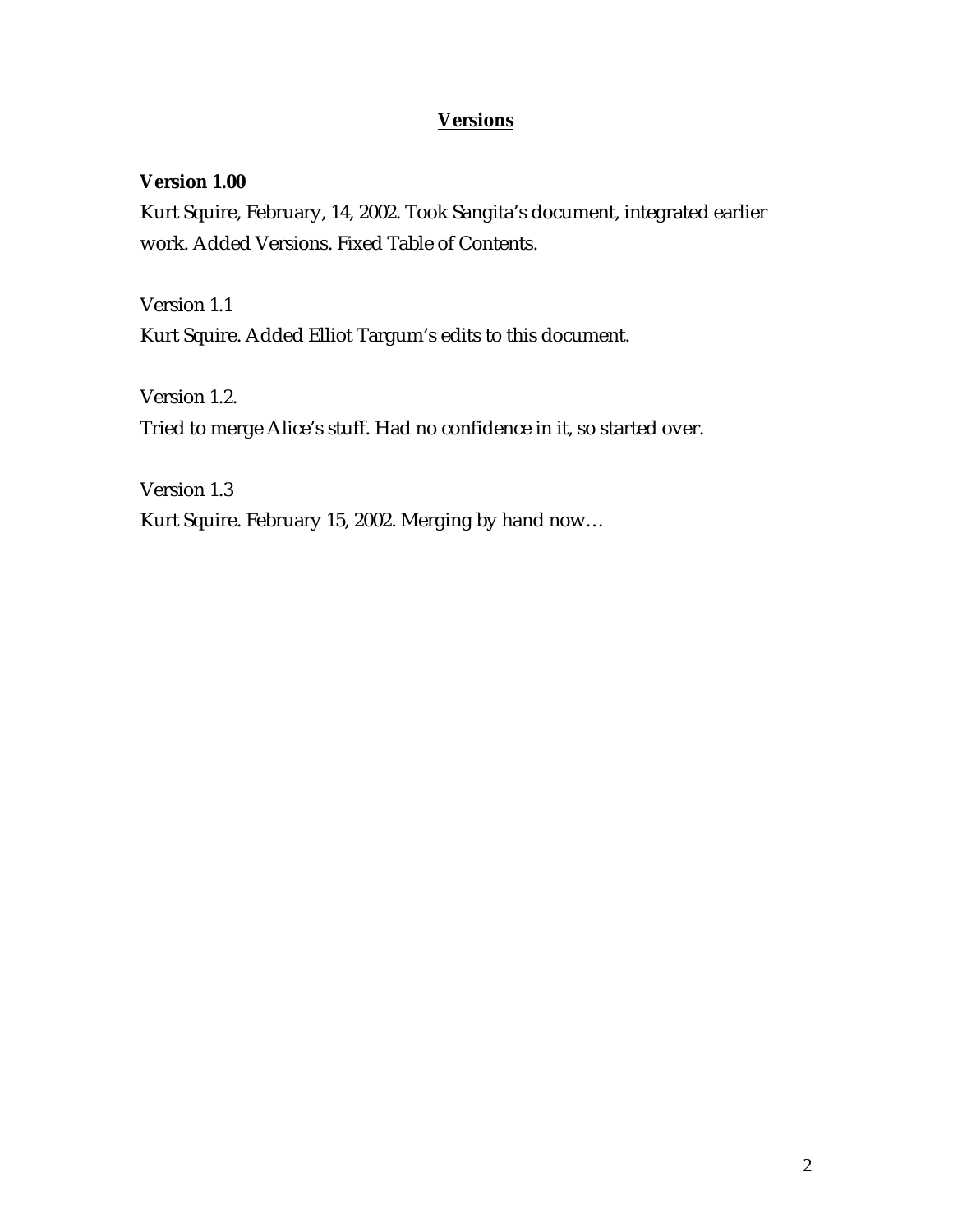## **Versions**

### **Version 1.00**

Kurt Squire, February, 14, 2002. Took Sangita's document, integrated earlier work. Added Versions. Fixed Table of Contents.

Version 1.1

Kurt Squire. Added Elliot Targum's edits to this document.

Version 1.2.

Tried to merge Alice's stuff. Had no confidence in it, so started over.

Version 1.3

Kurt Squire. February 15, 2002. Merging by hand now…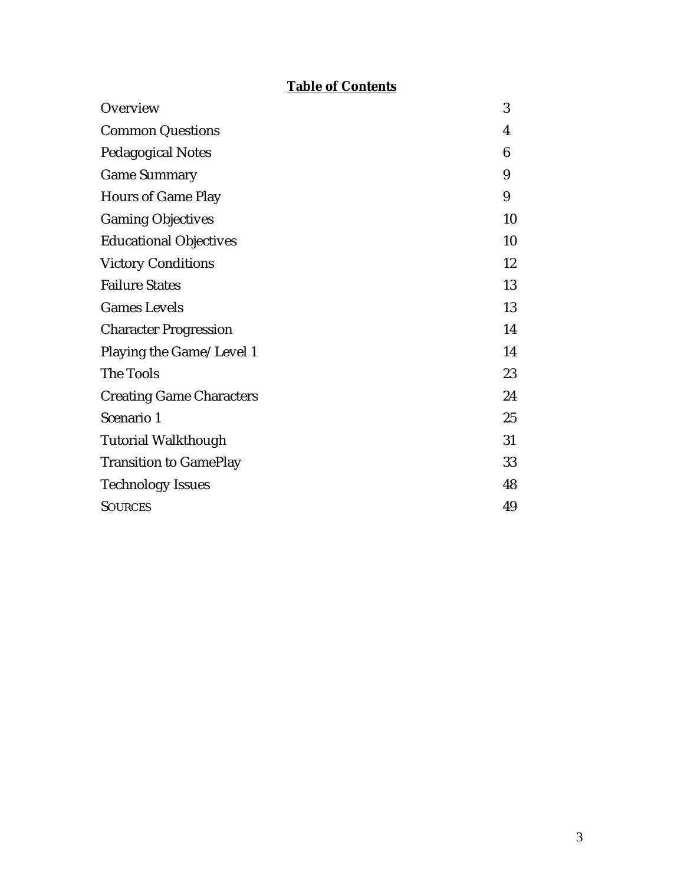## **Table of Contents**

| | |
|---|---|
| Overview | 3 |
| Common Questions | 4 |
| Pedagogical Notes | 6 |
| Game Summary | 9 |
| Hours of Game Play | 9 |
| Gaming Objectives | 10 |
| Educational Objectives | 10 |
| Victory Conditions | 12 |
| Failure States | 13 |
| Games Levels | 13 |
| Character Progression | 14 |
| Playing the Game/Level 1 | 14 |
| The Tools | 23 |
| Creating Game Characters | 24 |
| Scenario 1 | 25 |
| Tutorial Walkthough | 31 |
| Transition to GamePlay | 33 |
| Technology Issues | 48 |
| SOURCES | 49 |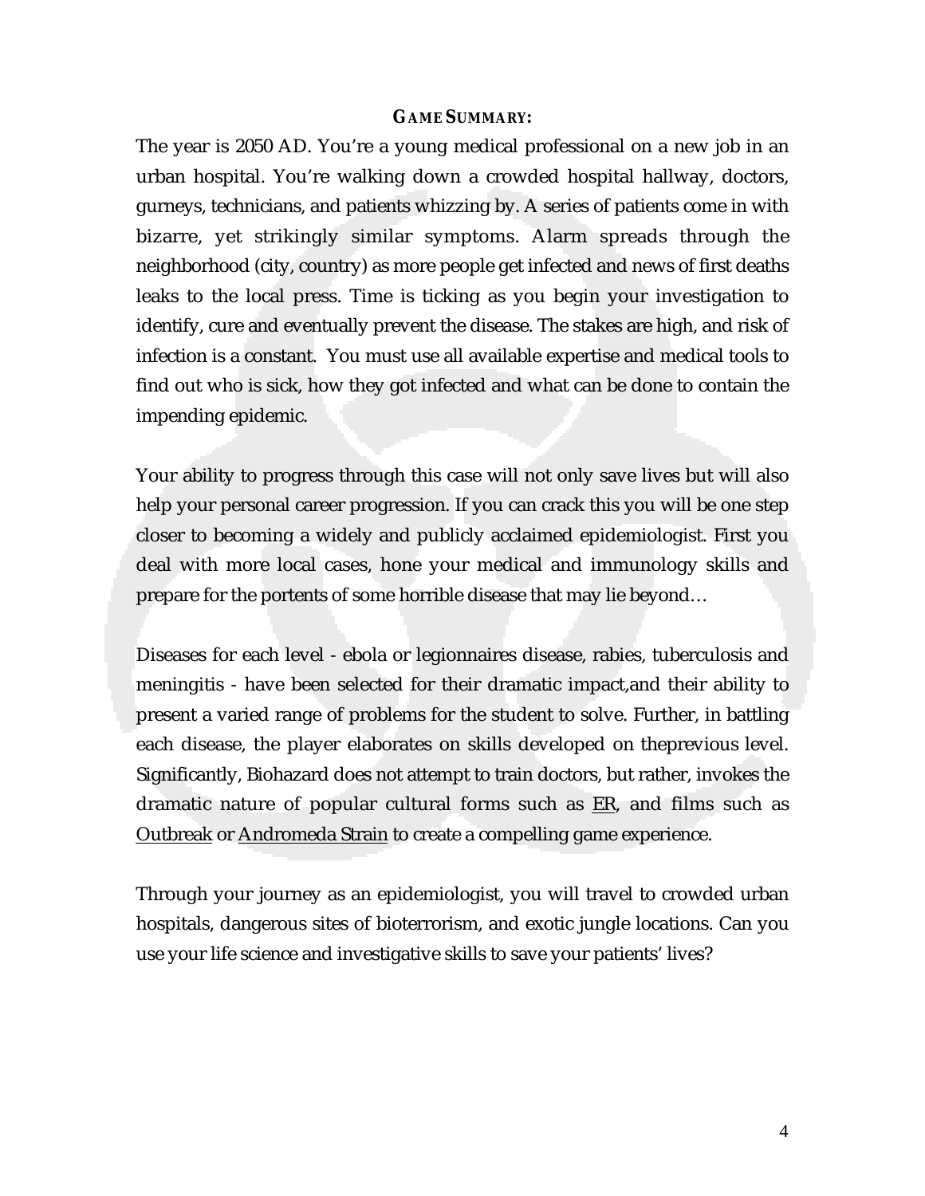## GAME SUMMARY:

The year is 2050 AD. You're a young medical professional on a new job in an urban hospital. You're walking down a crowded hospital hallway, doctors, gurneys, technicians, and patients whizzing by. A series of patients come in with bizarre, yet strikingly similar symptoms. Alarm spreads through the neighborhood (city, country) as more people get infected and news of first deaths leaks to the local press. Time is ticking as you begin your investigation to identify, cure and eventually prevent the disease. The stakes are high, and risk of infection is a constant. You must use all available expertise and medical tools to find out who is sick, how they got infected and what can be done to contain the impending epidemic.

Your ability to progress through this case will not only save lives but will also help your personal career progression. If you can crack this you will be one step closer to becoming a widely and publicly acclaimed epidemiologist. First you deal with more local cases, hone your medical and immunology skills and prepare for the portents of some horrible disease that may lie beyond…

Diseases for each level - ebola or legionnaires disease, rabies, tuberculosis and meningitis - have been selected for their dramatic impact,and their ability to present a varied range of problems for the student to solve. Further, in battling each disease, the player elaborates on skills developed on theprevious level. Significantly, Biohazard does not attempt to train doctors, but rather, invokes the dramatic nature of popular cultural forms such as ER, and films such as Outbreak or Andromeda Strain to create a compelling game experience.

Through your journey as an epidemiologist, you will travel to crowded urban hospitals, dangerous sites of bioterrorism, and exotic jungle locations. Can you use your life science and investigative skills to save your patients' lives?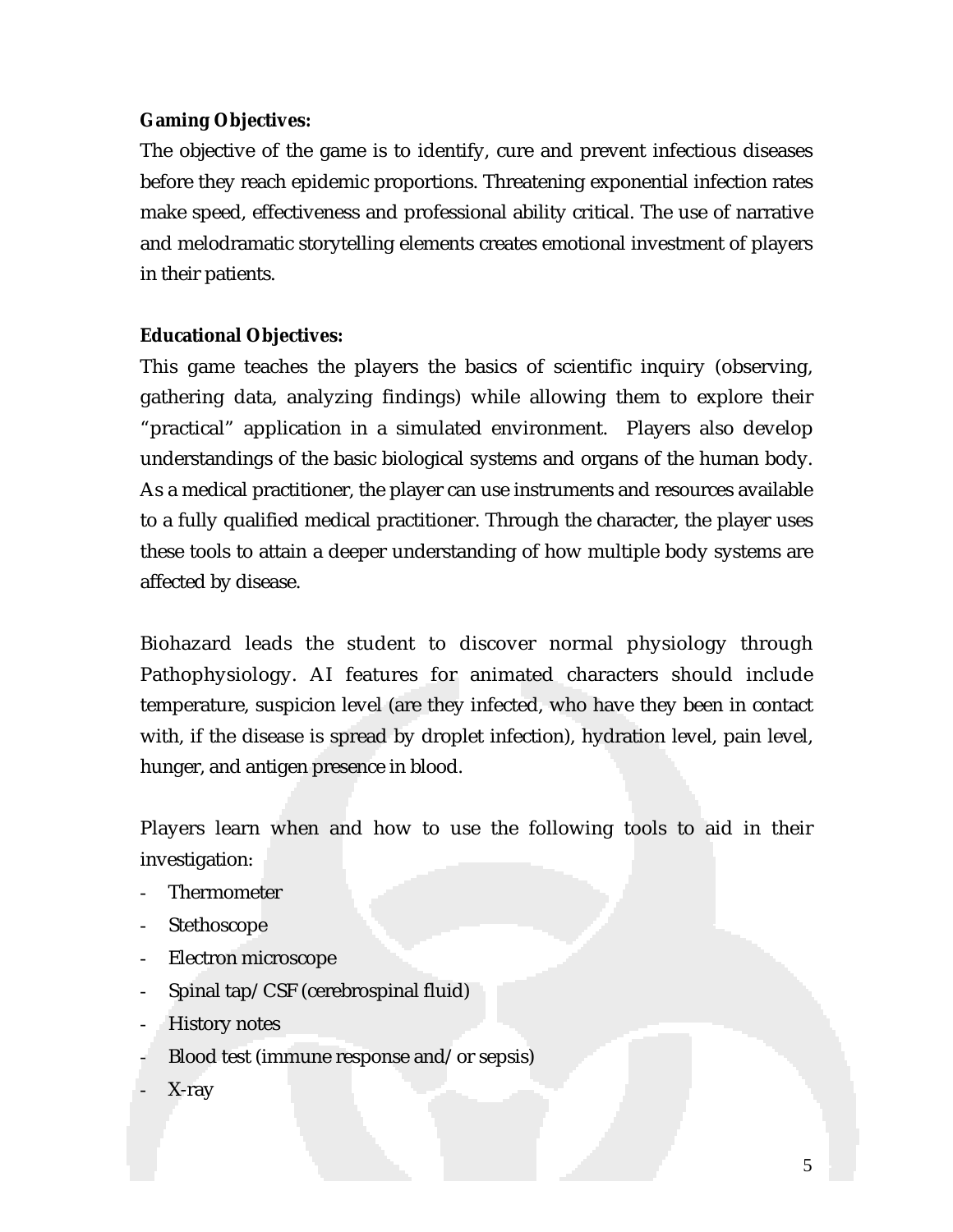**Gaming Objectives:**

The objective of the game is to identify, cure and prevent infectious diseases before they reach epidemic proportions. Threatening exponential infection rates make speed, effectiveness and professional ability critical. The use of narrative and melodramatic storytelling elements creates emotional investment of players in their patients.

**Educational Objectives:**

This game teaches the players the basics of scientific inquiry (observing, gathering data, analyzing findings) while allowing them to explore their "practical" application in a simulated environment. Players also develop understandings of the basic biological systems and organs of the human body. As a medical practitioner, the player can use instruments and resources available to a fully qualified medical practitioner. Through the character, the player uses these tools to attain a deeper understanding of how multiple body systems are affected by disease.

Biohazard leads the student to discover normal physiology through Pathophysiology. AI features for animated characters should include temperature, suspicion level (are they infected, who have they been in contact with, if the disease is spread by droplet infection), hydration level, pain level, hunger, and antigen presence in blood.

Players learn when and how to use the following tools to aid in their investigation:

- Thermometer
- Stethoscope
- Electron microscope
- Spinal tap/CSF (cerebrospinal fluid)
- History notes
- Blood test (immune response and/or sepsis)
- X-ray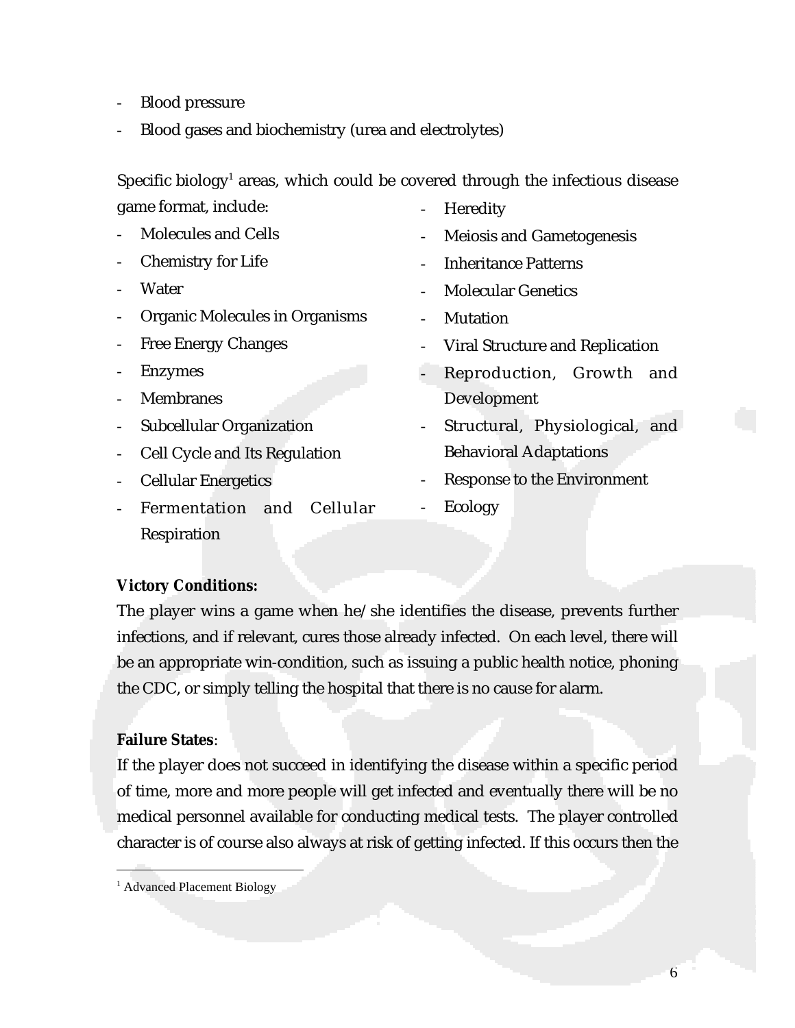- Blood pressure
- Blood gases and biochemistry (urea and electrolytes)

Specific biology[1] areas, which could be covered through the infectious disease game format, include:

- Molecules and Cells
- Chemistry for Life
- Water
- Organic Molecules in Organisms
- Free Energy Changes
- Enzymes
- Membranes
- Subcellular Organization
- Cell Cycle and Its Regulation
- Cellular Energetics
- Fermentation and Cellular Respiration
- Heredity
- Meiosis and Gametogenesis
- Inheritance Patterns
- Molecular Genetics
- Mutation
- Viral Structure and Replication
- Reproduction, Growth and Development
- Structural, Physiological, and Behavioral Adaptations
- Response to the Environment
- Ecology

**Victory Conditions:**

The player wins a game when he/she identifies the disease, prevents further infections, and if relevant, cures those already infected. On each level, there will be an appropriate win-condition, such as issuing a public health notice, phoning the CDC, or simply telling the hospital that there is no cause for alarm.

**Failure States**:

If the player does not succeed in identifying the disease within a specific period of time, more and more people will get infected and eventually there will be no medical personnel available for conducting medical tests. The player controlled character is of course also always at risk of getting infected. If this occurs then the

[1] Advanced Placement Biology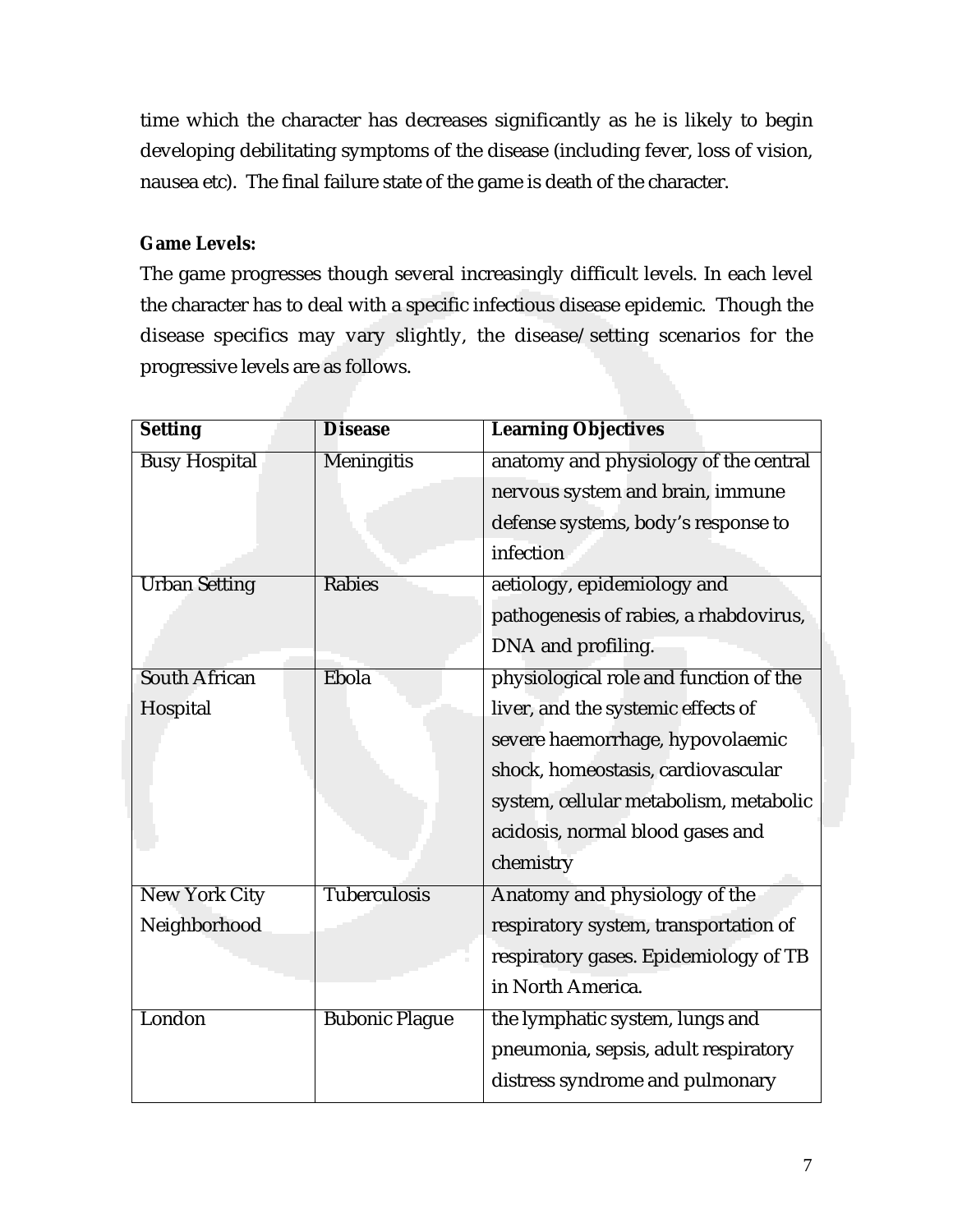time which the character has decreases significantly as he is likely to begin developing debilitating symptoms of the disease (including fever, loss of vision, nausea etc). The final failure state of the game is death of the character.

**Game Levels:**

The game progresses though several increasingly difficult levels. In each level the character has to deal with a specific infectious disease epidemic. Though the disease specifics may vary slightly, the disease/setting scenarios for the progressive levels are as follows.

| Setting | Disease | Learning Objectives |
|---|---|---|
| Busy Hospital | Meningitis | anatomy and physiology of the central nervous system and brain, immune defense systems, body's response to infection |
| Urban Setting | Rabies | aetiology, epidemiology and pathogenesis of rabies, a rhabdovirus, DNA and profiling. |
| South African Hospital | Ebola | physiological role and function of the liver, and the systemic effects of severe haemorrhage, hypovolaemic shock, homeostasis, cardiovascular system, cellular metabolism, metabolic acidosis, normal blood gases and chemistry |
| New York City Neighborhood | Tuberculosis | Anatomy and physiology of the respiratory system, transportation of respiratory gases. Epidemiology of TB in North America. |
| London | Bubonic Plague | the lymphatic system, lungs and pneumonia, sepsis, adult respiratory distress syndrome and pulmonary |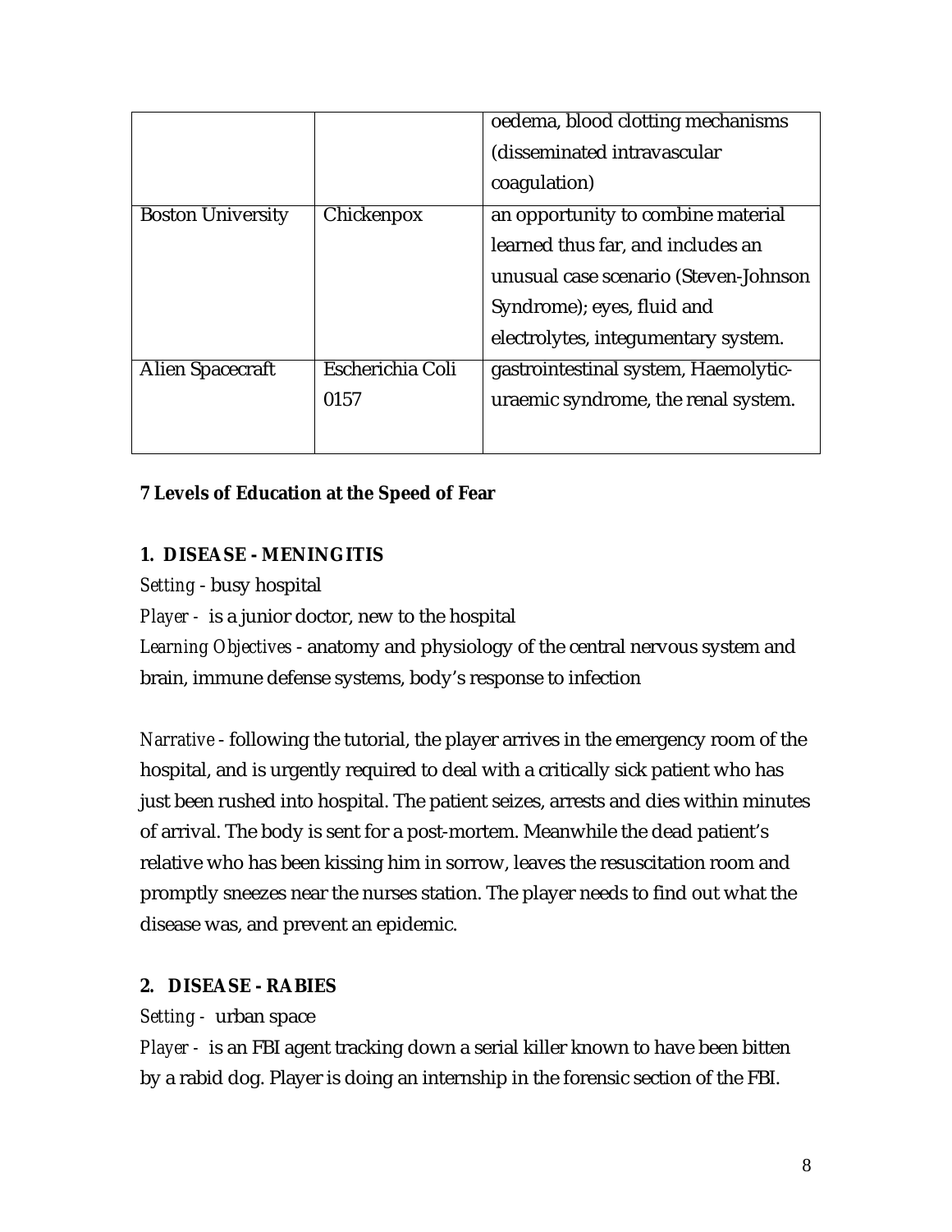| | | oedema, blood clotting mechanisms (disseminated intravascular coagulation) |
|---|---|---|
| Boston University | Chickenpox | an opportunity to combine material learned thus far, and includes an unusual case scenario (Steven-Johnson Syndrome); eyes, fluid and electrolytes, integumentary system. |
| Alien Spacecraft | Escherichia Coli 0157 | gastrointestinal system, Haemolytic-uraemic syndrome, the renal system. |

**7 Levels of Education at the Speed of Fear**

**1. DISEASE - MENINGITIS**

*Setting* - busy hospital

*Player -* is a junior doctor, new to the hospital

*Learning Objectives* - anatomy and physiology of the central nervous system and brain, immune defense systems, body's response to infection

*Narrative* - following the tutorial, the player arrives in the emergency room of the hospital, and is urgently required to deal with a critically sick patient who has just been rushed into hospital. The patient seizes, arrests and dies within minutes of arrival. The body is sent for a post-mortem. Meanwhile the dead patient's relative who has been kissing him in sorrow, leaves the resuscitation room and promptly sneezes near the nurses station. The player needs to find out what the disease was, and prevent an epidemic.

**2. DISEASE - RABIES**

*Setting -* urban space

*Player -* is an FBI agent tracking down a serial killer known to have been bitten by a rabid dog. Player is doing an internship in the forensic section of the FBI.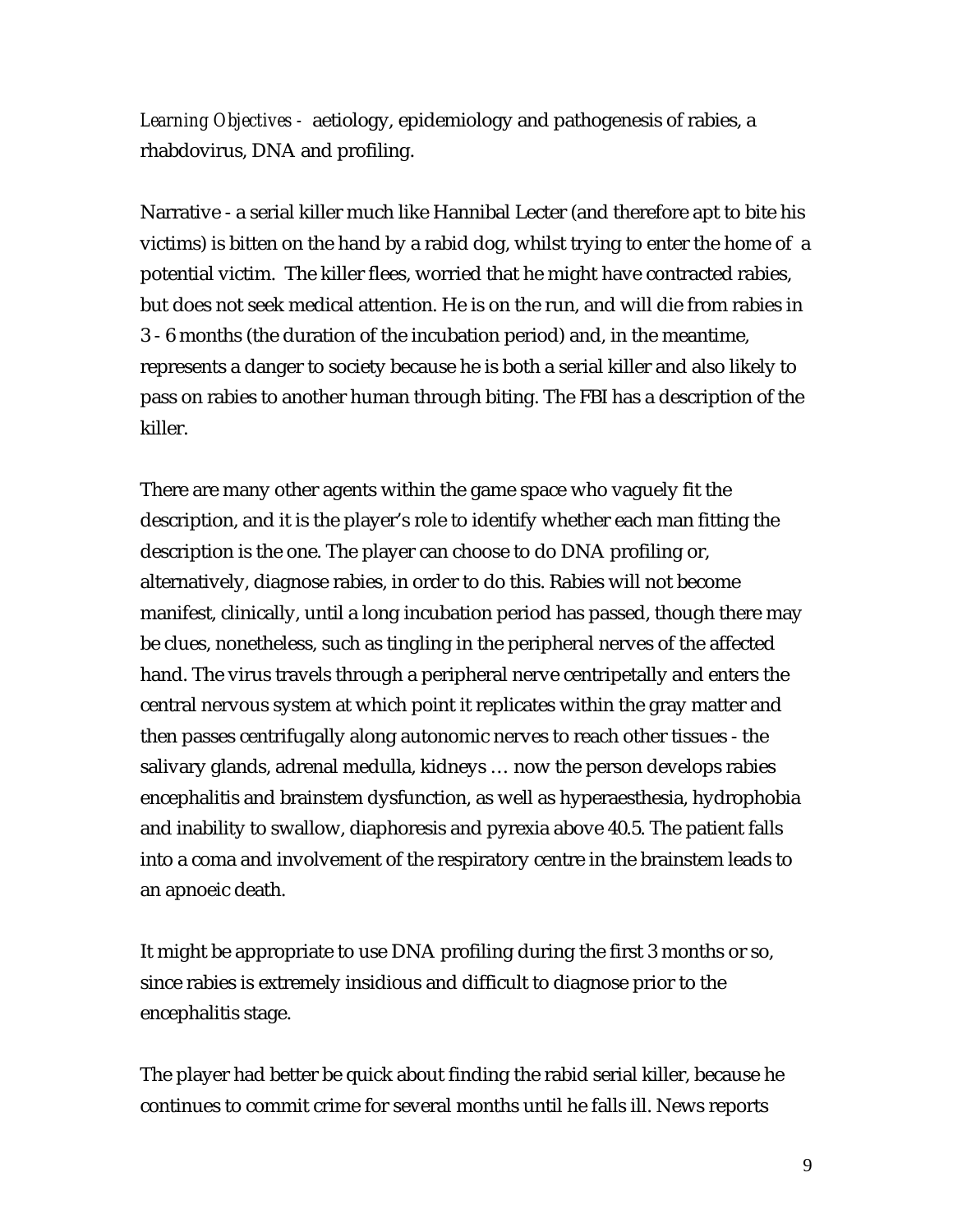*Learning Objectives -* aetiology, epidemiology and pathogenesis of rabies, a rhabdovirus, DNA and profiling.

Narrative - a serial killer much like Hannibal Lecter (and therefore apt to bite his victims) is bitten on the hand by a rabid dog, whilst trying to enter the home of a potential victim. The killer flees, worried that he might have contracted rabies, but does not seek medical attention. He is on the run, and will die from rabies in 3 - 6 months (the duration of the incubation period) and, in the meantime, represents a danger to society because he is both a serial killer and also likely to pass on rabies to another human through biting. The FBI has a description of the killer.

There are many other agents within the game space who vaguely fit the description, and it is the player's role to identify whether each man fitting the description is the one. The player can choose to do DNA profiling or, alternatively, diagnose rabies, in order to do this. Rabies will not become manifest, clinically, until a long incubation period has passed, though there may be clues, nonetheless, such as tingling in the peripheral nerves of the affected hand. The virus travels through a peripheral nerve centripetally and enters the central nervous system at which point it replicates within the gray matter and then passes centrifugally along autonomic nerves to reach other tissues - the salivary glands, adrenal medulla, kidneys … now the person develops rabies encephalitis and brainstem dysfunction, as well as hyperaesthesia, hydrophobia and inability to swallow, diaphoresis and pyrexia above 40.5. The patient falls into a coma and involvement of the respiratory centre in the brainstem leads to an apnoeic death.

It might be appropriate to use DNA profiling during the first 3 months or so, since rabies is extremely insidious and difficult to diagnose prior to the encephalitis stage.

The player had better be quick about finding the rabid serial killer, because he continues to commit crime for several months until he falls ill. News reports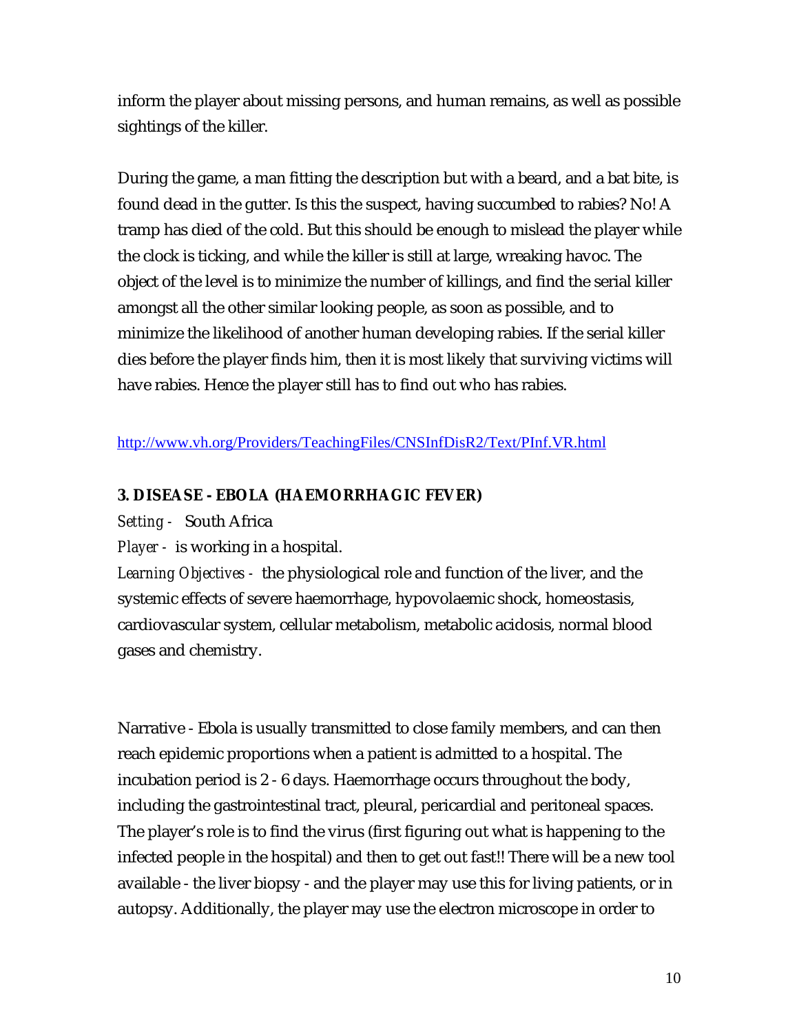inform the player about missing persons, and human remains, as well as possible sightings of the killer.

During the game, a man fitting the description but with a beard, and a bat bite, is found dead in the gutter. Is this the suspect, having succumbed to rabies? No! A tramp has died of the cold. But this should be enough to mislead the player while the clock is ticking, and while the killer is still at large, wreaking havoc. The object of the level is to minimize the number of killings, and find the serial killer amongst all the other similar looking people, as soon as possible, and to minimize the likelihood of another human developing rabies. If the serial killer dies before the player finds him, then it is most likely that surviving victims will have rabies. Hence the player still has to find out who has rabies.

http://www.vh.org/Providers/TeachingFiles/CNSInfDisR2/Text/PInf.VR.html

**3. DISEASE - EBOLA (HAEMORRHAGIC FEVER)**

*Setting -* South Africa

*Player -* is working in a hospital.

*Learning Objectives -* the physiological role and function of the liver, and the systemic effects of severe haemorrhage, hypovolaemic shock, homeostasis, cardiovascular system, cellular metabolism, metabolic acidosis, normal blood gases and chemistry.

Narrative - Ebola is usually transmitted to close family members, and can then reach epidemic proportions when a patient is admitted to a hospital. The incubation period is 2 - 6 days. Haemorrhage occurs throughout the body, including the gastrointestinal tract, pleural, pericardial and peritoneal spaces. The player's role is to find the virus (first figuring out what is happening to the infected people in the hospital) and then to get out fast!! There will be a new tool available - the liver biopsy - and the player may use this for living patients, or in autopsy. Additionally, the player may use the electron microscope in order to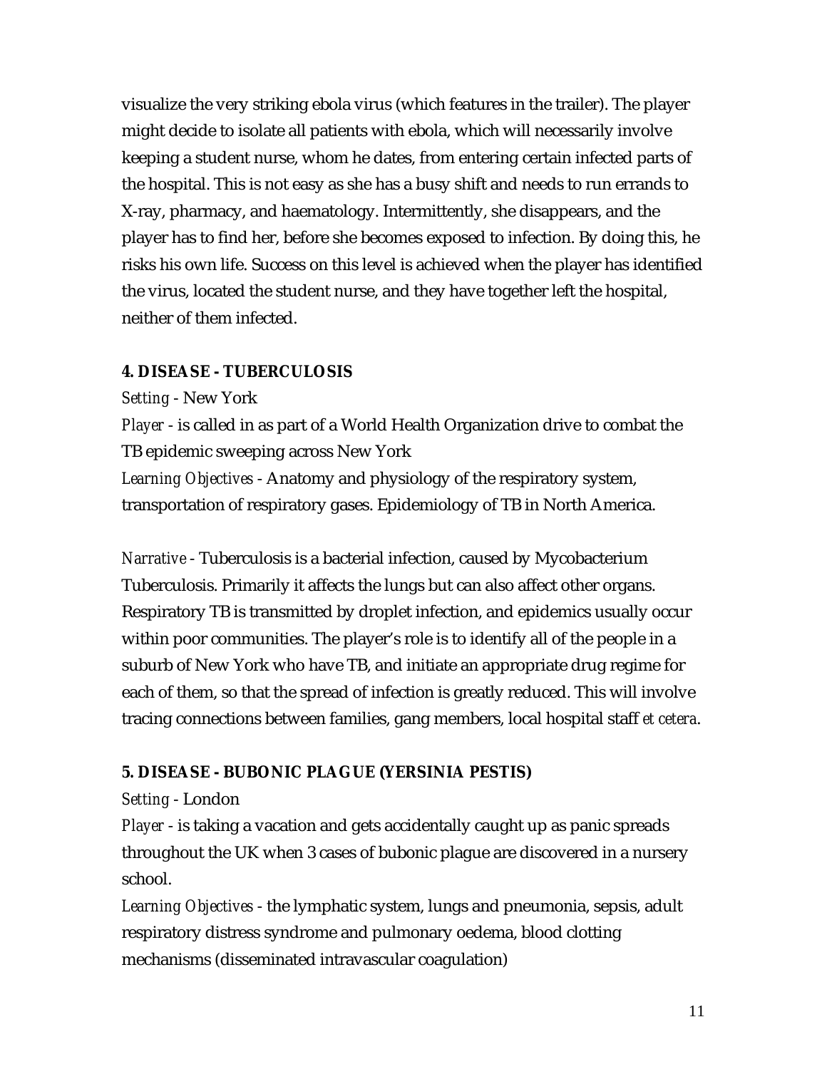visualize the very striking ebola virus (which features in the trailer). The player might decide to isolate all patients with ebola, which will necessarily involve keeping a student nurse, whom he dates, from entering certain infected parts of the hospital. This is not easy as she has a busy shift and needs to run errands to X-ray, pharmacy, and haematology. Intermittently, she disappears, and the player has to find her, before she becomes exposed to infection. By doing this, he risks his own life. Success on this level is achieved when the player has identified the virus, located the student nurse, and they have together left the hospital, neither of them infected.

**4. DISEASE - TUBERCULOSIS**

*Setting* - New York

*Player* - is called in as part of a World Health Organization drive to combat the TB epidemic sweeping across New York

*Learning Objectives* - Anatomy and physiology of the respiratory system, transportation of respiratory gases. Epidemiology of TB in North America.

*Narrative* - Tuberculosis is a bacterial infection, caused by Mycobacterium Tuberculosis. Primarily it affects the lungs but can also affect other organs. Respiratory TB is transmitted by droplet infection, and epidemics usually occur within poor communities. The player's role is to identify all of the people in a suburb of New York who have TB, and initiate an appropriate drug regime for each of them, so that the spread of infection is greatly reduced. This will involve tracing connections between families, gang members, local hospital staff *et cetera*.

**5. DISEASE - BUBONIC PLAGUE (YERSINIA PESTIS)**

*Setting* - London

*Player* - is taking a vacation and gets accidentally caught up as panic spreads throughout the UK when 3 cases of bubonic plague are discovered in a nursery school.

*Learning Objectives* - the lymphatic system, lungs and pneumonia, sepsis, adult respiratory distress syndrome and pulmonary oedema, blood clotting mechanisms (disseminated intravascular coagulation)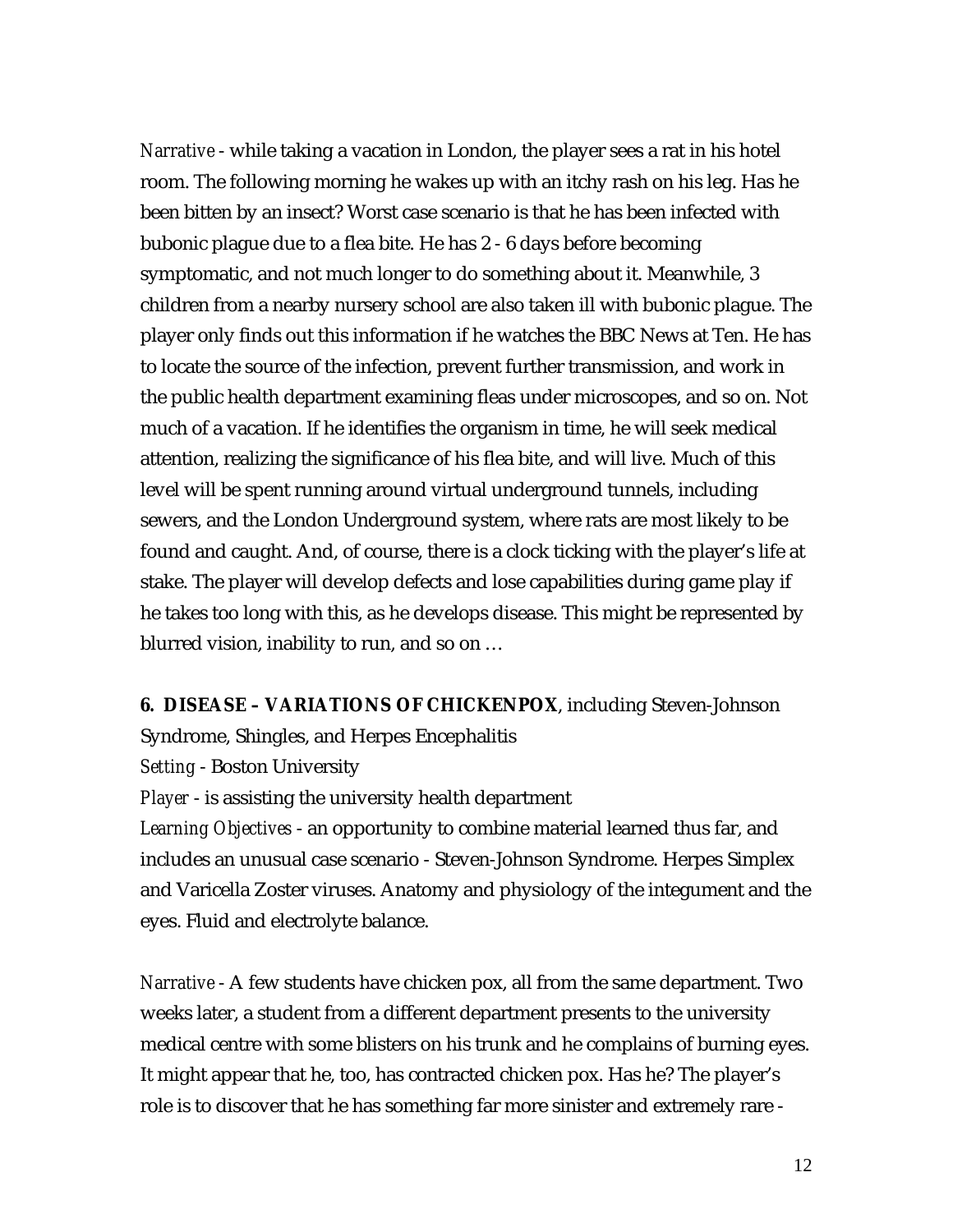*Narrative* - while taking a vacation in London, the player sees a rat in his hotel room. The following morning he wakes up with an itchy rash on his leg. Has he been bitten by an insect? Worst case scenario is that he has been infected with bubonic plague due to a flea bite. He has 2 - 6 days before becoming symptomatic, and not much longer to do something about it. Meanwhile, 3 children from a nearby nursery school are also taken ill with bubonic plague. The player only finds out this information if he watches the BBC News at Ten. He has to locate the source of the infection, prevent further transmission, and work in the public health department examining fleas under microscopes, and so on. Not much of a vacation. If he identifies the organism in time, he will seek medical attention, realizing the significance of his flea bite, and will live. Much of this level will be spent running around virtual underground tunnels, including sewers, and the London Underground system, where rats are most likely to be found and caught. And, of course, there is a clock ticking with the player's life at stake. The player will develop defects and lose capabilities during game play if he takes too long with this, as he develops disease. This might be represented by blurred vision, inability to run, and so on …

**6. DISEASE – VARIATIONS OF CHICKENPOX**, including Steven-Johnson Syndrome, Shingles, and Herpes Encephalitis

*Setting* - Boston University

*Player* - is assisting the university health department

*Learning Objectives* - an opportunity to combine material learned thus far, and includes an unusual case scenario - Steven-Johnson Syndrome. Herpes Simplex and Varicella Zoster viruses. Anatomy and physiology of the integument and the eyes. Fluid and electrolyte balance.

*Narrative* - A few students have chicken pox, all from the same department. Two weeks later, a student from a different department presents to the university medical centre with some blisters on his trunk and he complains of burning eyes. It might appear that he, too, has contracted chicken pox. Has he? The player's role is to discover that he has something far more sinister and extremely rare -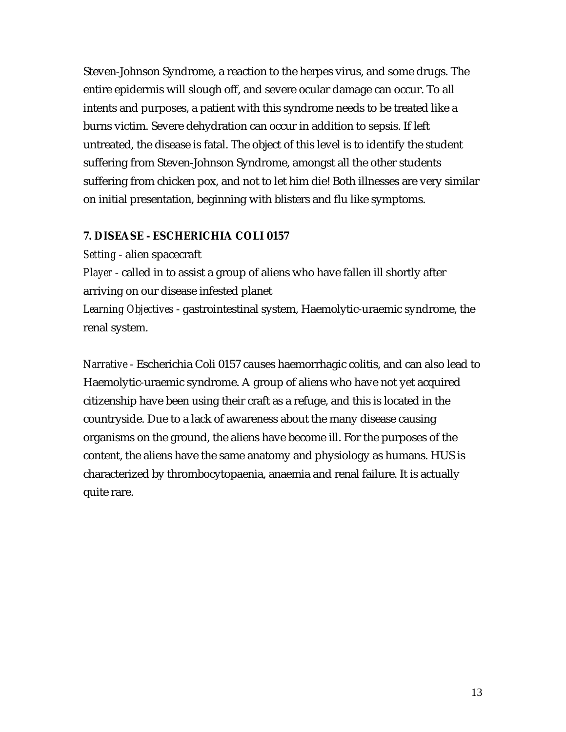Steven-Johnson Syndrome, a reaction to the herpes virus, and some drugs. The entire epidermis will slough off, and severe ocular damage can occur. To all intents and purposes, a patient with this syndrome needs to be treated like a burns victim. Severe dehydration can occur in addition to sepsis. If left untreated, the disease is fatal. The object of this level is to identify the student suffering from Steven-Johnson Syndrome, amongst all the other students suffering from chicken pox, and not to let him die! Both illnesses are very similar on initial presentation, beginning with blisters and flu like symptoms.

**7. DISEASE - ESCHERICHIA COLI 0157**

*Setting* - alien spacecraft

*Player* - called in to assist a group of aliens who have fallen ill shortly after arriving on our disease infested planet

*Learning Objectives* - gastrointestinal system, Haemolytic-uraemic syndrome, the renal system.

*Narrative* - Escherichia Coli 0157 causes haemorrhagic colitis, and can also lead to Haemolytic-uraemic syndrome. A group of aliens who have not yet acquired citizenship have been using their craft as a refuge, and this is located in the countryside. Due to a lack of awareness about the many disease causing organisms on the ground, the aliens have become ill. For the purposes of the content, the aliens have the same anatomy and physiology as humans. HUS is characterized by thrombocytopaenia, anaemia and renal failure. It is actually quite rare.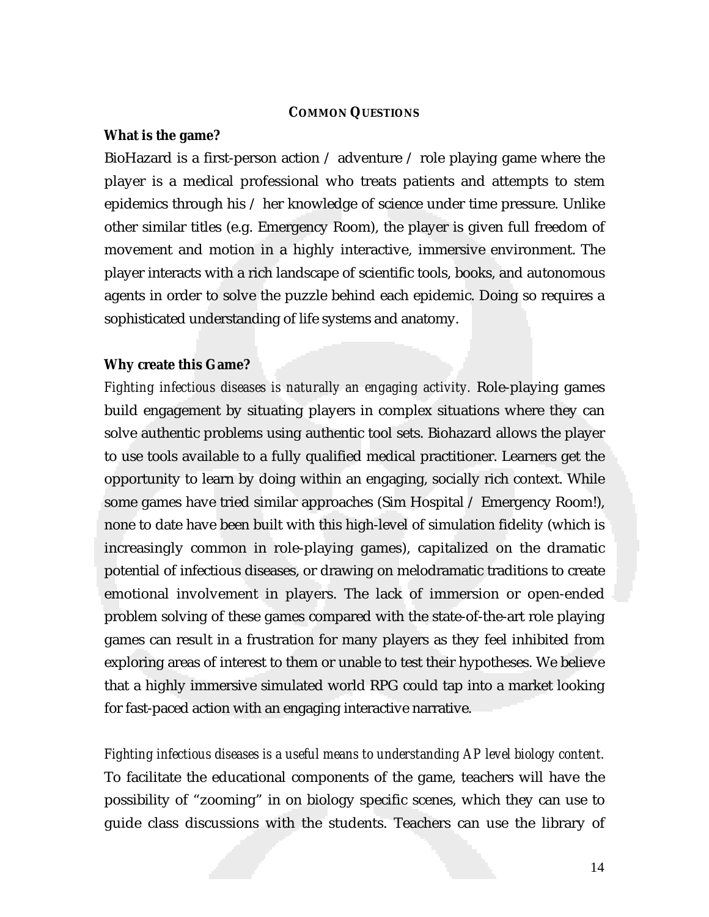## COMMON QUESTIONS

**What is the game?**

BioHazard is a first-person action / adventure / role playing game where the player is a medical professional who treats patients and attempts to stem epidemics through his / her knowledge of science under time pressure. Unlike other similar titles (e.g. Emergency Room), the player is given full freedom of movement and motion in a highly interactive, immersive environment. The player interacts with a rich landscape of scientific tools, books, and autonomous agents in order to solve the puzzle behind each epidemic. Doing so requires a sophisticated understanding of life systems and anatomy.

**Why create this Game?**

*Fighting infectious diseases is naturally an engaging activity.* Role-playing games build engagement by situating players in complex situations where they can solve authentic problems using authentic tool sets. Biohazard allows the player to use tools available to a fully qualified medical practitioner. Learners get the opportunity to learn by doing within an engaging, socially rich context. While some games have tried similar approaches (Sim Hospital / Emergency Room!), none to date have been built with this high-level of simulation fidelity (which is increasingly common in role-playing games), capitalized on the dramatic potential of infectious diseases, or drawing on melodramatic traditions to create emotional involvement in players. The lack of immersion or open-ended problem solving of these games compared with the state-of-the-art role playing games can result in a frustration for many players as they feel inhibited from exploring areas of interest to them or unable to test their hypotheses. We believe that a highly immersive simulated world RPG could tap into a market looking for fast-paced action with an engaging interactive narrative.

*Fighting infectious diseases is a useful means to understanding AP level biology content.* To facilitate the educational components of the game, teachers will have the possibility of "zooming" in on biology specific scenes, which they can use to guide class discussions with the students. Teachers can use the library of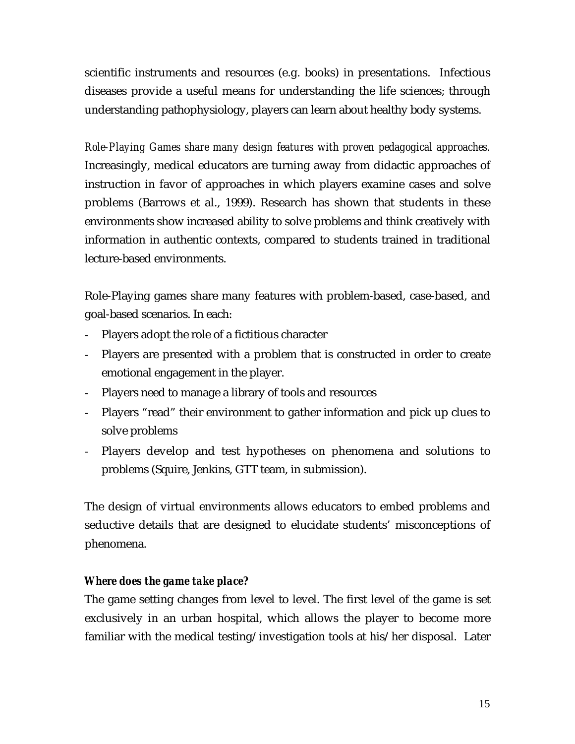scientific instruments and resources (e.g. books) in presentations. Infectious diseases provide a useful means for understanding the life sciences; through understanding pathophysiology, players can learn about healthy body systems.

*Role-Playing Games share many design features with proven pedagogical approaches.* Increasingly, medical educators are turning away from didactic approaches of instruction in favor of approaches in which players examine cases and solve problems (Barrows et al., 1999). Research has shown that students in these environments show increased ability to solve problems and think creatively with information in authentic contexts, compared to students trained in traditional lecture-based environments.

Role-Playing games share many features with problem-based, case-based, and goal-based scenarios. In each:

- Players adopt the role of a fictitious character
- Players are presented with a problem that is constructed in order to create emotional engagement in the player.
- Players need to manage a library of tools and resources
- Players "read" their environment to gather information and pick up clues to solve problems
- Players develop and test hypotheses on phenomena and solutions to problems (Squire, Jenkins, GTT team, in submission).

The design of virtual environments allows educators to embed problems and seductive details that are designed to elucidate students' misconceptions of phenomena.

***Where does the game take place?***

The game setting changes from level to level. The first level of the game is set exclusively in an urban hospital, which allows the player to become more familiar with the medical testing/investigation tools at his/her disposal. Later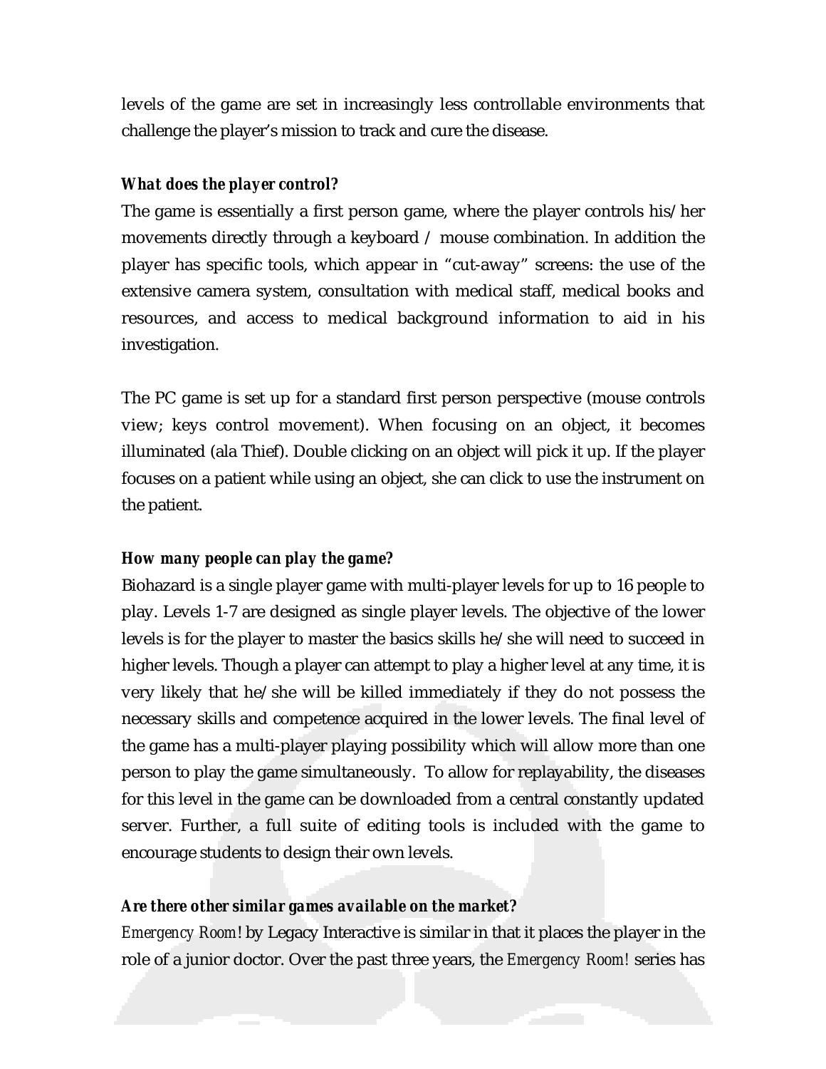levels of the game are set in increasingly less controllable environments that challenge the player's mission to track and cure the disease.

### *What does the player control?*

The game is essentially a first person game, where the player controls his/her movements directly through a keyboard / mouse combination. In addition the player has specific tools, which appear in "cut-away" screens: the use of the extensive camera system, consultation with medical staff, medical books and resources, and access to medical background information to aid in his investigation.

The PC game is set up for a standard first person perspective (mouse controls view; keys control movement). When focusing on an object, it becomes illuminated (ala Thief). Double clicking on an object will pick it up. If the player focuses on a patient while using an object, she can click to use the instrument on the patient.

### *How many people can play the game?*

Biohazard is a single player game with multi-player levels for up to 16 people to play. Levels 1-7 are designed as single player levels. The objective of the lower levels is for the player to master the basics skills he/she will need to succeed in higher levels. Though a player can attempt to play a higher level at any time, it is very likely that he/she will be killed immediately if they do not possess the necessary skills and competence acquired in the lower levels. The final level of the game has a multi-player playing possibility which will allow more than one person to play the game simultaneously. To allow for replayability, the diseases for this level in the game can be downloaded from a central constantly updated server. Further, a full suite of editing tools is included with the game to encourage students to design their own levels.

### *Are there other similar games available on the market?*

*Emergency Room!* by Legacy Interactive is similar in that it places the player in the role of a junior doctor. Over the past three years, the *Emergency Room!* series has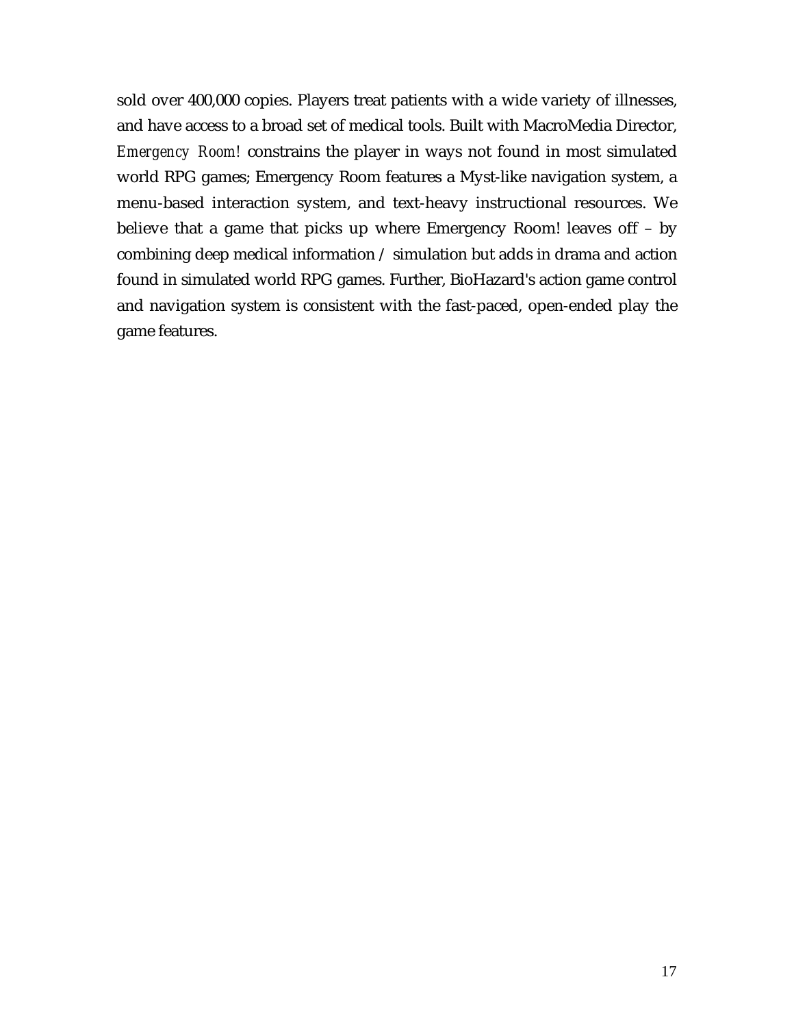sold over 400,000 copies. Players treat patients with a wide variety of illnesses, and have access to a broad set of medical tools. Built with MacroMedia Director, *Emergency Room!* constrains the player in ways not found in most simulated world RPG games; Emergency Room features a Myst-like navigation system, a menu-based interaction system, and text-heavy instructional resources. We believe that a game that picks up where Emergency Room! leaves off – by combining deep medical information / simulation but adds in drama and action found in simulated world RPG games. Further, BioHazard's action game control and navigation system is consistent with the fast-paced, open-ended play the game features.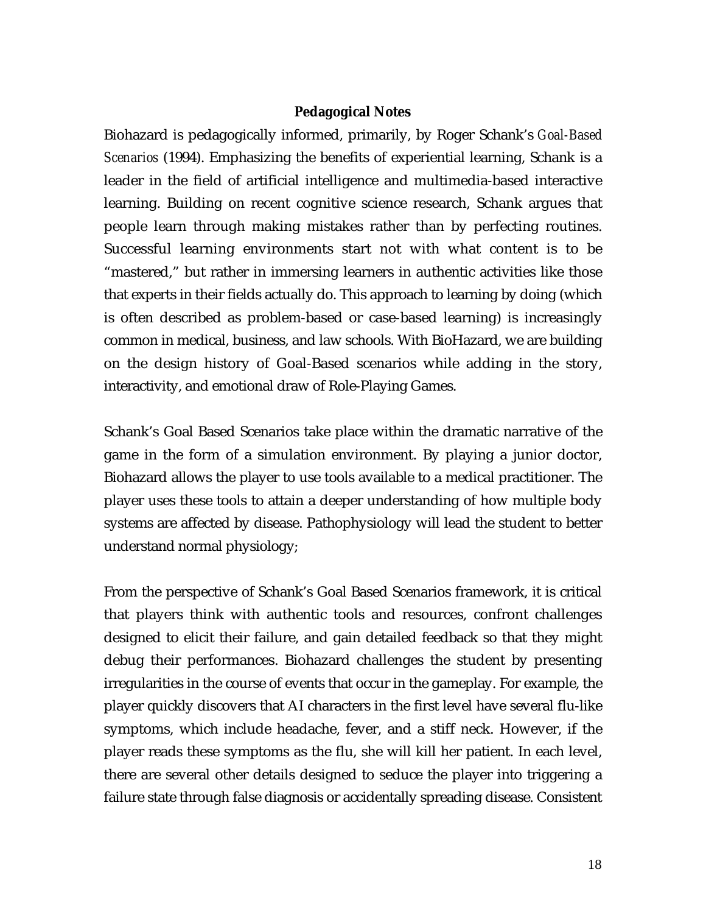## Pedagogical Notes

Biohazard is pedagogically informed, primarily, by Roger Schank's *Goal-Based Scenarios* (1994). Emphasizing the benefits of experiential learning, Schank is a leader in the field of artificial intelligence and multimedia-based interactive learning. Building on recent cognitive science research, Schank argues that people learn through making mistakes rather than by perfecting routines. Successful learning environments start not with what content is to be "mastered," but rather in immersing learners in authentic activities like those that experts in their fields actually do. This approach to learning by doing (which is often described as problem-based or case-based learning) is increasingly common in medical, business, and law schools. With BioHazard, we are building on the design history of Goal-Based scenarios while adding in the story, interactivity, and emotional draw of Role-Playing Games.

Schank's Goal Based Scenarios take place within the dramatic narrative of the game in the form of a simulation environment. By playing a junior doctor, Biohazard allows the player to use tools available to a medical practitioner. The player uses these tools to attain a deeper understanding of how multiple body systems are affected by disease. Pathophysiology will lead the student to better understand normal physiology;

From the perspective of Schank's Goal Based Scenarios framework, it is critical that players think with authentic tools and resources, confront challenges designed to elicit their failure, and gain detailed feedback so that they might debug their performances. Biohazard challenges the student by presenting irregularities in the course of events that occur in the gameplay. For example, the player quickly discovers that AI characters in the first level have several flu-like symptoms, which include headache, fever, and a stiff neck. However, if the player reads these symptoms as the flu, she will kill her patient. In each level, there are several other details designed to seduce the player into triggering a failure state through false diagnosis or accidentally spreading disease. Consistent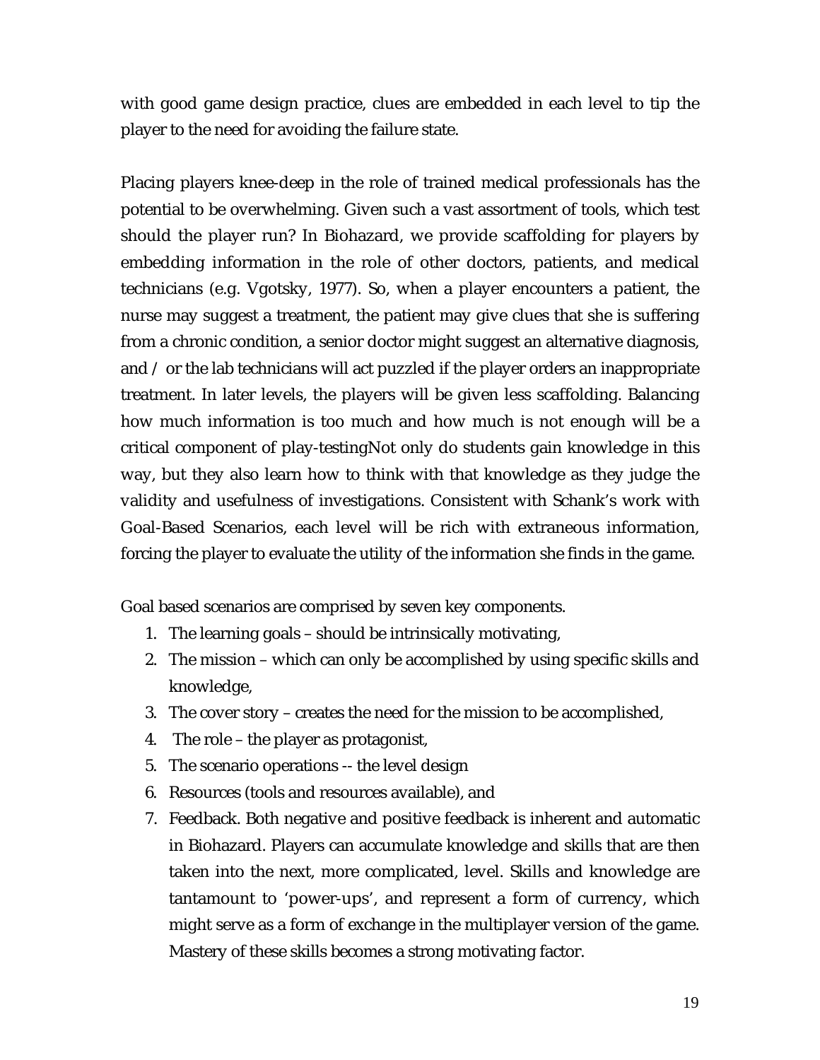with good game design practice, clues are embedded in each level to tip the player to the need for avoiding the failure state.

Placing players knee-deep in the role of trained medical professionals has the potential to be overwhelming. Given such a vast assortment of tools, which test should the player run? In Biohazard, we provide scaffolding for players by embedding information in the role of other doctors, patients, and medical technicians (e.g. Vgotsky, 1977). So, when a player encounters a patient, the nurse may suggest a treatment, the patient may give clues that she is suffering from a chronic condition, a senior doctor might suggest an alternative diagnosis, and / or the lab technicians will act puzzled if the player orders an inappropriate treatment. In later levels, the players will be given less scaffolding. Balancing how much information is too much and how much is not enough will be a critical component of play-testingNot only do students gain knowledge in this way, but they also learn how to think with that knowledge as they judge the validity and usefulness of investigations. Consistent with Schank's work with Goal-Based Scenarios, each level will be rich with extraneous information, forcing the player to evaluate the utility of the information she finds in the game.

Goal based scenarios are comprised by seven key components.

1. The learning goals – should be intrinsically motivating,
2. The mission – which can only be accomplished by using specific skills and knowledge,
3. The cover story – creates the need for the mission to be accomplished,
4. The role – the player as protagonist,
5. The scenario operations -- the level design
6. Resources (tools and resources available), and
7. Feedback. Both negative and positive feedback is inherent and automatic in Biohazard. Players can accumulate knowledge and skills that are then taken into the next, more complicated, level. Skills and knowledge are tantamount to 'power-ups', and represent a form of currency, which might serve as a form of exchange in the multiplayer version of the game. Mastery of these skills becomes a strong motivating factor.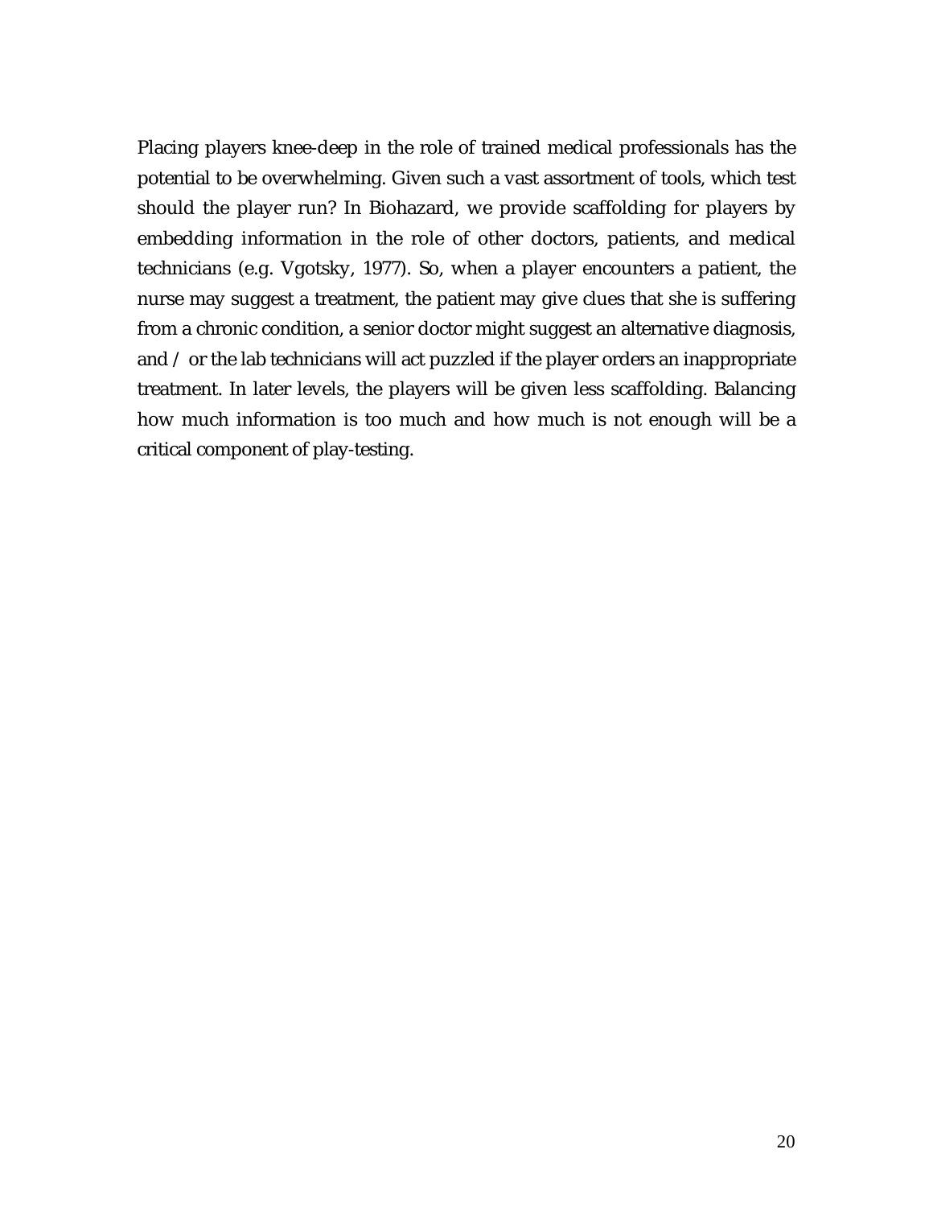Placing players knee-deep in the role of trained medical professionals has the potential to be overwhelming. Given such a vast assortment of tools, which test should the player run? In Biohazard, we provide scaffolding for players by embedding information in the role of other doctors, patients, and medical technicians (e.g. Vgotsky, 1977). So, when a player encounters a patient, the nurse may suggest a treatment, the patient may give clues that she is suffering from a chronic condition, a senior doctor might suggest an alternative diagnosis, and / or the lab technicians will act puzzled if the player orders an inappropriate treatment. In later levels, the players will be given less scaffolding. Balancing how much information is too much and how much is not enough will be a critical component of play-testing.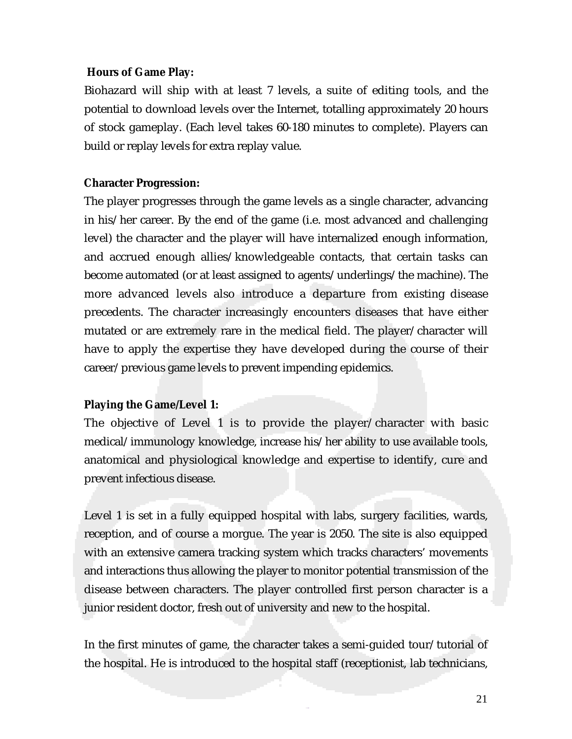**Hours of Game Play:**

Biohazard will ship with at least 7 levels, a suite of editing tools, and the potential to download levels over the Internet, totalling approximately 20 hours of stock gameplay. (Each level takes 60-180 minutes to complete). Players can build or replay levels for extra replay value.

**Character Progression:**

The player progresses through the game levels as a single character, advancing in his/her career. By the end of the game (i.e. most advanced and challenging level) the character and the player will have internalized enough information, and accrued enough allies/knowledgeable contacts, that certain tasks can become automated (or at least assigned to agents/underlings/the machine). The more advanced levels also introduce a departure from existing disease precedents. The character increasingly encounters diseases that have either mutated or are extremely rare in the medical field. The player/character will have to apply the expertise they have developed during the course of their career/previous game levels to prevent impending epidemics.

**Playing the Game/Level 1:**

The objective of Level 1 is to provide the player/character with basic medical/immunology knowledge, increase his/her ability to use available tools, anatomical and physiological knowledge and expertise to identify, cure and prevent infectious disease.

Level 1 is set in a fully equipped hospital with labs, surgery facilities, wards, reception, and of course a morgue. The year is 2050. The site is also equipped with an extensive camera tracking system which tracks characters' movements and interactions thus allowing the player to monitor potential transmission of the disease between characters. The player controlled first person character is a junior resident doctor, fresh out of university and new to the hospital.

In the first minutes of game, the character takes a semi-guided tour/tutorial of the hospital. He is introduced to the hospital staff (receptionist, lab technicians,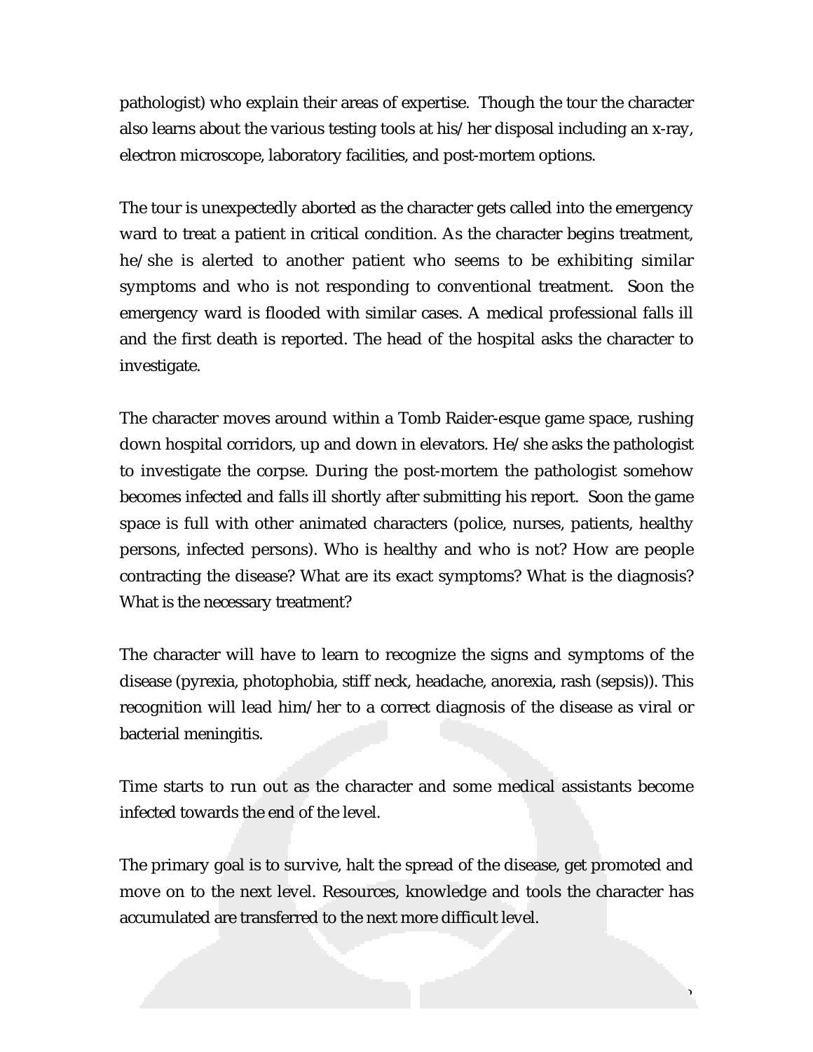pathologist) who explain their areas of expertise. Though the tour the character also learns about the various testing tools at his/her disposal including an x-ray, electron microscope, laboratory facilities, and post-mortem options.

The tour is unexpectedly aborted as the character gets called into the emergency ward to treat a patient in critical condition. As the character begins treatment, he/she is alerted to another patient who seems to be exhibiting similar symptoms and who is not responding to conventional treatment. Soon the emergency ward is flooded with similar cases. A medical professional falls ill and the first death is reported. The head of the hospital asks the character to investigate.

The character moves around within a Tomb Raider-esque game space, rushing down hospital corridors, up and down in elevators. He/she asks the pathologist to investigate the corpse. During the post-mortem the pathologist somehow becomes infected and falls ill shortly after submitting his report. Soon the game space is full with other animated characters (police, nurses, patients, healthy persons, infected persons). Who is healthy and who is not? How are people contracting the disease? What are its exact symptoms? What is the diagnosis? What is the necessary treatment?

The character will have to learn to recognize the signs and symptoms of the disease (pyrexia, photophobia, stiff neck, headache, anorexia, rash (sepsis)). This recognition will lead him/her to a correct diagnosis of the disease as viral or bacterial meningitis.

Time starts to run out as the character and some medical assistants become infected towards the end of the level.

The primary goal is to survive, halt the spread of the disease, get promoted and move on to the next level. Resources, knowledge and tools the character has accumulated are transferred to the next more difficult level.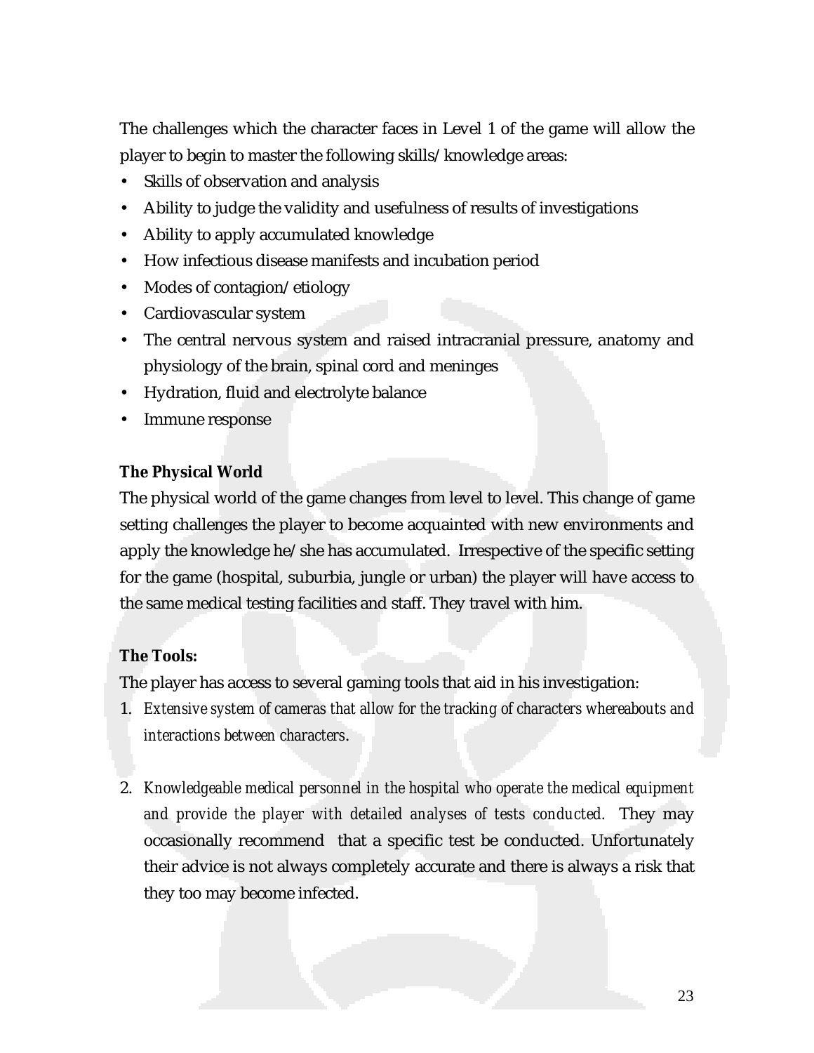The challenges which the character faces in Level 1 of the game will allow the player to begin to master the following skills/knowledge areas:

- Skills of observation and analysis
- Ability to judge the validity and usefulness of results of investigations
- Ability to apply accumulated knowledge
- How infectious disease manifests and incubation period
- Modes of contagion/etiology
- Cardiovascular system
- The central nervous system and raised intracranial pressure, anatomy and physiology of the brain, spinal cord and meninges
- Hydration, fluid and electrolyte balance
- Immune response

**The Physical World**

The physical world of the game changes from level to level. This change of game setting challenges the player to become acquainted with new environments and apply the knowledge he/she has accumulated. Irrespective of the specific setting for the game (hospital, suburbia, jungle or urban) the player will have access to the same medical testing facilities and staff. They travel with him.

**The Tools:**

The player has access to several gaming tools that aid in his investigation:

1. *Extensive system of cameras that allow for the tracking of characters whereabouts and interactions between characters*.

2. *Knowledgeable medical personnel in the hospital who operate the medical equipment and provide the player with detailed analyses of tests conducted.* They may occasionally recommend that a specific test be conducted. Unfortunately their advice is not always completely accurate and there is always a risk that they too may become infected.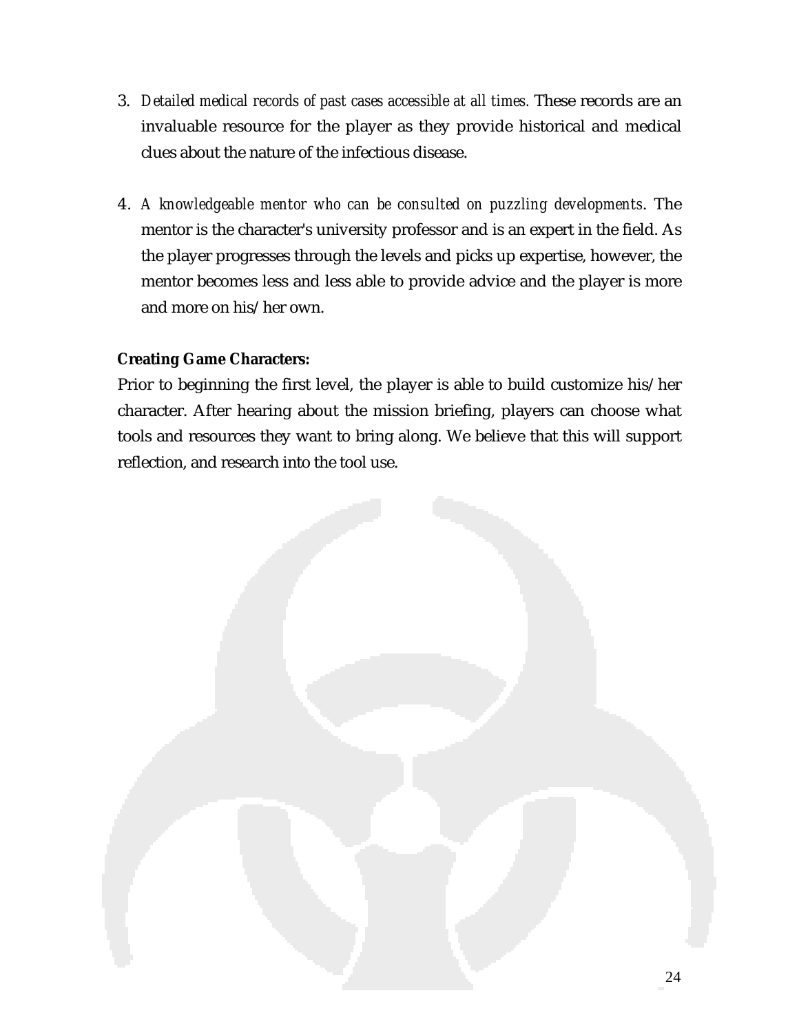3. *Detailed medical records of past cases accessible at all times.* These records are an invaluable resource for the player as they provide historical and medical clues about the nature of the infectious disease.

4. *A knowledgeable mentor who can be consulted on puzzling developments*. The mentor is the character's university professor and is an expert in the field. As the player progresses through the levels and picks up expertise, however, the mentor becomes less and less able to provide advice and the player is more and more on his/her own.

**Creating Game Characters:**

Prior to beginning the first level, the player is able to build customize his/her character. After hearing about the mission briefing, players can choose what tools and resources they want to bring along. We believe that this will support reflection, and research into the tool use.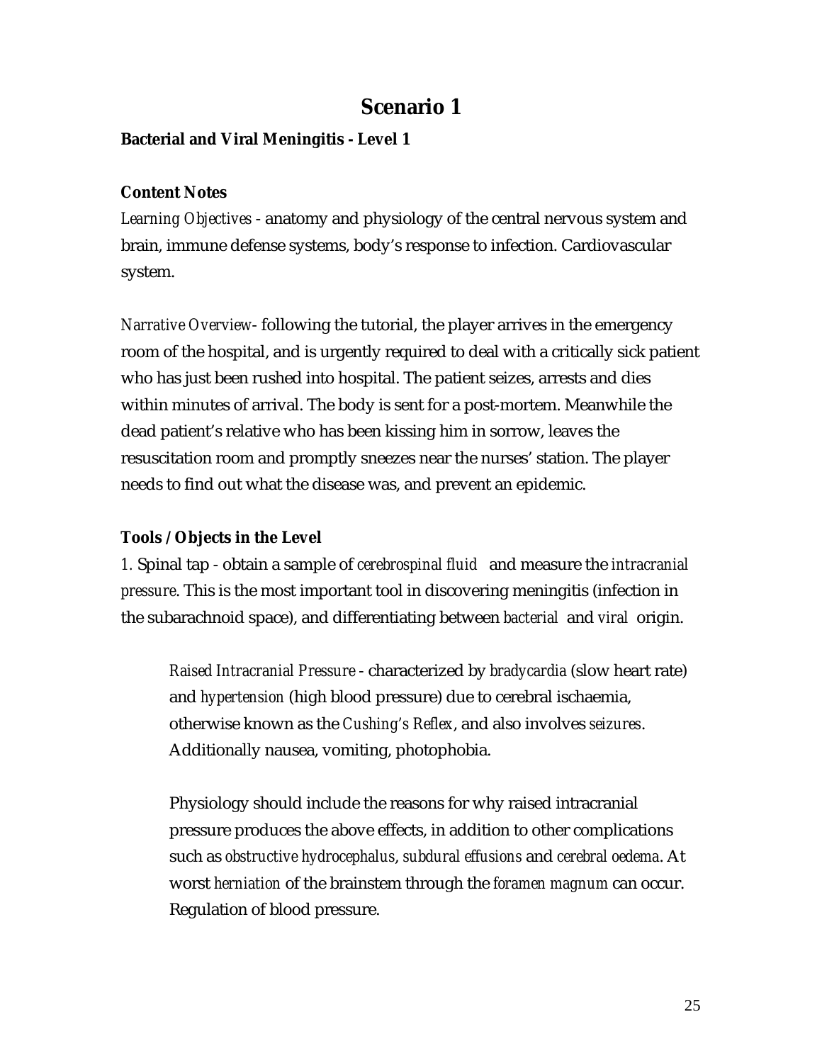# Scenario 1

**Bacterial and Viral Meningitis - Level 1**

**Content Notes**

*Learning Objectives* - anatomy and physiology of the central nervous system and brain, immune defense systems, body's response to infection. Cardiovascular system.

*Narrative Overview*- following the tutorial, the player arrives in the emergency room of the hospital, and is urgently required to deal with a critically sick patient who has just been rushed into hospital. The patient seizes, arrests and dies within minutes of arrival. The body is sent for a post-mortem. Meanwhile the dead patient's relative who has been kissing him in sorrow, leaves the resuscitation room and promptly sneezes near the nurses' station. The player needs to find out what the disease was, and prevent an epidemic.

**Tools / Objects in the Level**

1. Spinal tap - obtain a sample of *cerebrospinal fluid* and measure the *intracranial pressure*. This is the most important tool in discovering meningitis (infection in the subarachnoid space), and differentiating between *bacterial* and *viral* origin.

> *Raised Intracranial Pressure* - characterized by *bradycardia* (slow heart rate) and *hypertension* (high blood pressure) due to cerebral ischaemia, otherwise known as the *Cushing's Reflex*, and also involves *seizures*. Additionally nausea, vomiting, photophobia.
>
> Physiology should include the reasons for why raised intracranial pressure produces the above effects, in addition to other complications such as *obstructive hydrocephalus*, *subdural effusions* and *cerebral oedema*. At worst *herniation* of the brainstem through the *foramen magnum* can occur. Regulation of blood pressure.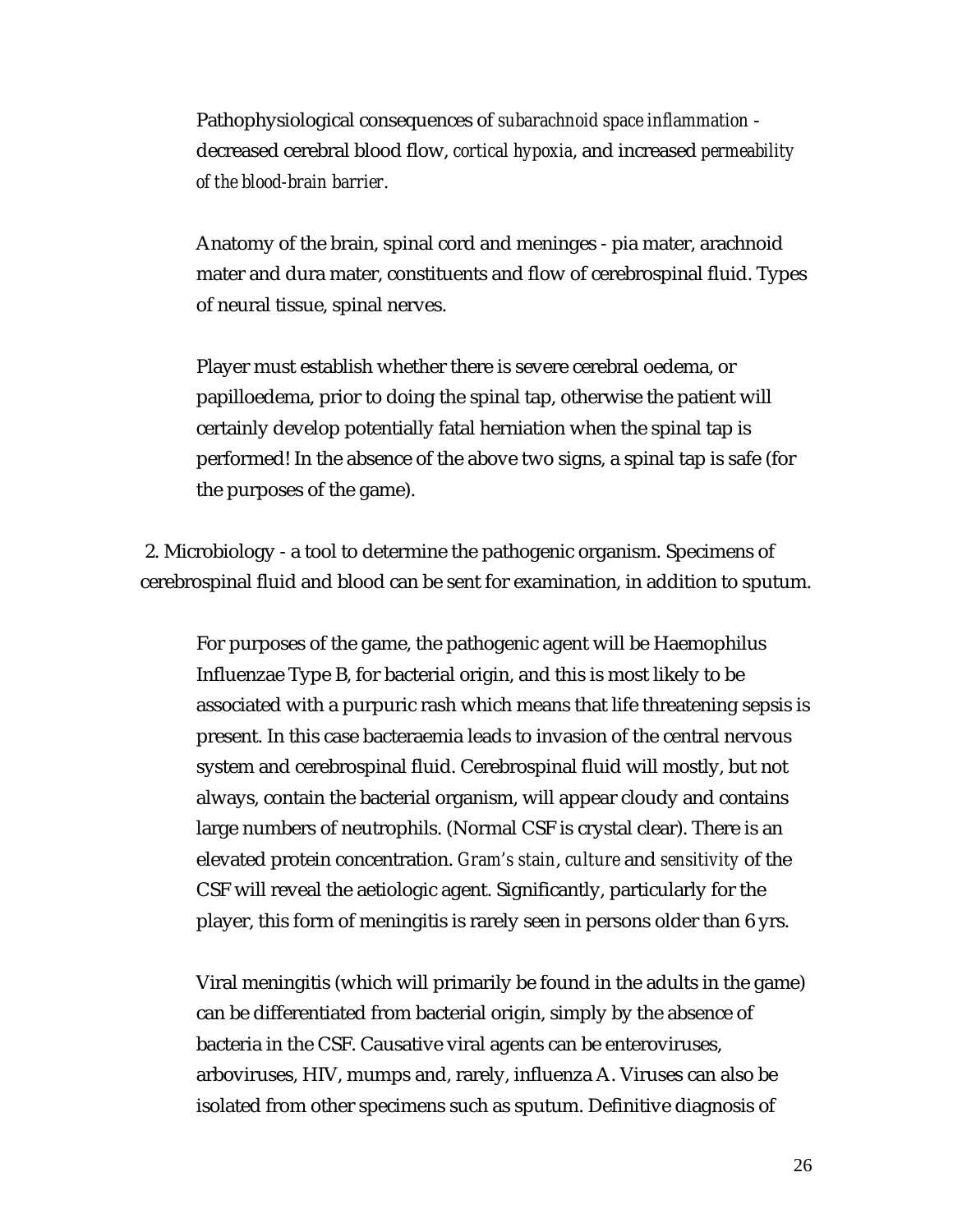Pathophysiological consequences of *subarachnoid space inflammation* - decreased cerebral blood flow, *cortical hypoxia*, and increased *permeability of the blood-brain barrier*.

Anatomy of the brain, spinal cord and meninges - pia mater, arachnoid mater and dura mater, constituents and flow of cerebrospinal fluid. Types of neural tissue, spinal nerves.

Player must establish whether there is severe cerebral oedema, or papilloedema, prior to doing the spinal tap, otherwise the patient will certainly develop potentially fatal herniation when the spinal tap is performed! In the absence of the above two signs, a spinal tap is safe (for the purposes of the game).

2. Microbiology - a tool to determine the pathogenic organism. Specimens of cerebrospinal fluid and blood can be sent for examination, in addition to sputum.

For purposes of the game, the pathogenic agent will be Haemophilus Influenzae Type B, for bacterial origin, and this is most likely to be associated with a purpuric rash which means that life threatening sepsis is present. In this case bacteraemia leads to invasion of the central nervous system and cerebrospinal fluid. Cerebrospinal fluid will mostly, but not always, contain the bacterial organism, will appear cloudy and contains large numbers of neutrophils. (Normal CSF is crystal clear). There is an elevated protein concentration. *Gram's stain*, *culture* and *sensitivity* of the CSF will reveal the aetiologic agent. Significantly, particularly for the player, this form of meningitis is rarely seen in persons older than 6 yrs.

Viral meningitis (which will primarily be found in the adults in the game) can be differentiated from bacterial origin, simply by the absence of bacteria in the CSF. Causative viral agents can be enteroviruses, arboviruses, HIV, mumps and, rarely, influenza A. Viruses can also be isolated from other specimens such as sputum. Definitive diagnosis of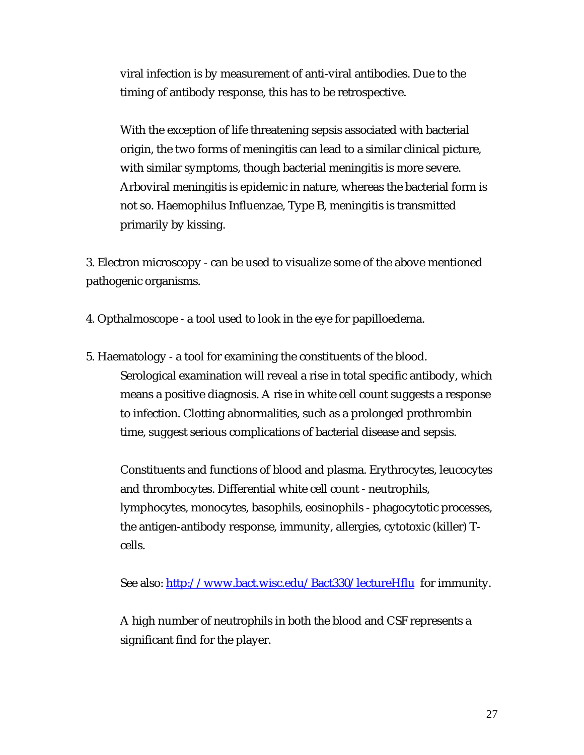viral infection is by measurement of anti-viral antibodies. Due to the timing of antibody response, this has to be retrospective.

With the exception of life threatening sepsis associated with bacterial origin, the two forms of meningitis can lead to a similar clinical picture, with similar symptoms, though bacterial meningitis is more severe. Arboviral meningitis is epidemic in nature, whereas the bacterial form is not so. Haemophilus Influenzae, Type B, meningitis is transmitted primarily by kissing.

3. Electron microscopy - can be used to visualize some of the above mentioned pathogenic organisms.

4. Opthalmoscope - a tool used to look in the eye for papilloedema.

5. Haematology - a tool for examining the constituents of the blood.

   Serological examination will reveal a rise in total specific antibody, which means a positive diagnosis. A rise in white cell count suggests a response to infection. Clotting abnormalities, such as a prolonged prothrombin time, suggest serious complications of bacterial disease and sepsis.

   Constituents and functions of blood and plasma. Erythrocytes, leucocytes and thrombocytes. Differential white cell count - neutrophils, lymphocytes, monocytes, basophils, eosinophils - phagocytotic processes, the antigen-antibody response, immunity, allergies, cytotoxic (killer) T-cells.

   See also: [http://www.bact.wisc.edu/Bact330/lectureHflu](http://www.bact.wisc.edu/Bact330/lectureHflu) for immunity.

   A high number of neutrophils in both the blood and CSF represents a significant find for the player.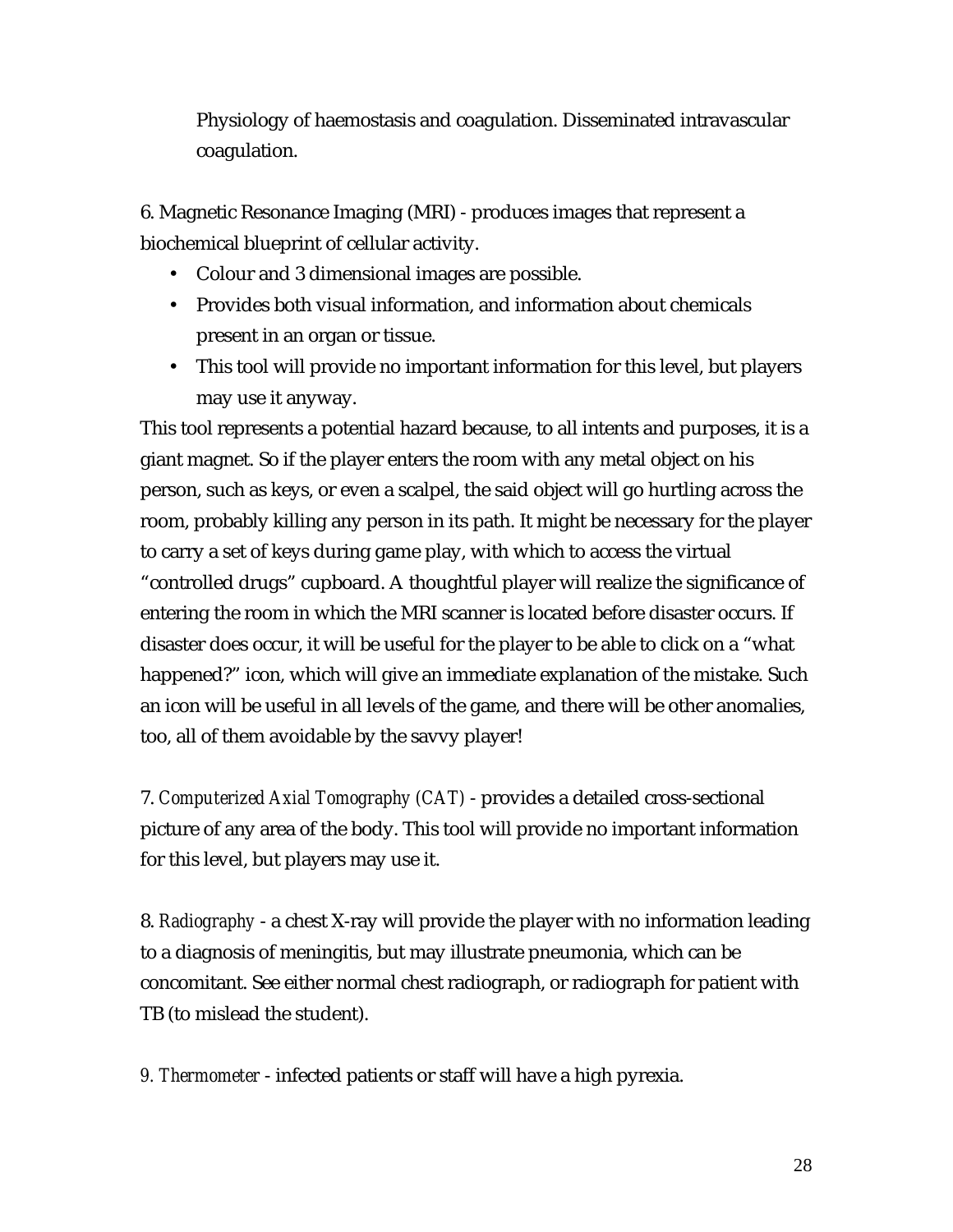Physiology of haemostasis and coagulation. Disseminated intravascular coagulation.

6. Magnetic Resonance Imaging (MRI) - produces images that represent a biochemical blueprint of cellular activity.

- Colour and 3 dimensional images are possible.
- Provides both visual information, and information about chemicals present in an organ or tissue.
- This tool will provide no important information for this level, but players may use it anyway.

This tool represents a potential hazard because, to all intents and purposes, it is a giant magnet. So if the player enters the room with any metal object on his person, such as keys, or even a scalpel, the said object will go hurtling across the room, probably killing any person in its path. It might be necessary for the player to carry a set of keys during game play, with which to access the virtual "controlled drugs" cupboard. A thoughtful player will realize the significance of entering the room in which the MRI scanner is located before disaster occurs. If disaster does occur, it will be useful for the player to be able to click on a "what happened?" icon, which will give an immediate explanation of the mistake. Such an icon will be useful in all levels of the game, and there will be other anomalies, too, all of them avoidable by the savvy player!

7. *Computerized Axial Tomography (CAT)* - provides a detailed cross-sectional picture of any area of the body. This tool will provide no important information for this level, but players may use it.

8. *Radiography* - a chest X-ray will provide the player with no information leading to a diagnosis of meningitis, but may illustrate pneumonia, which can be concomitant. See either normal chest radiograph, or radiograph for patient with TB (to mislead the student).

*9. Thermometer* - infected patients or staff will have a high pyrexia.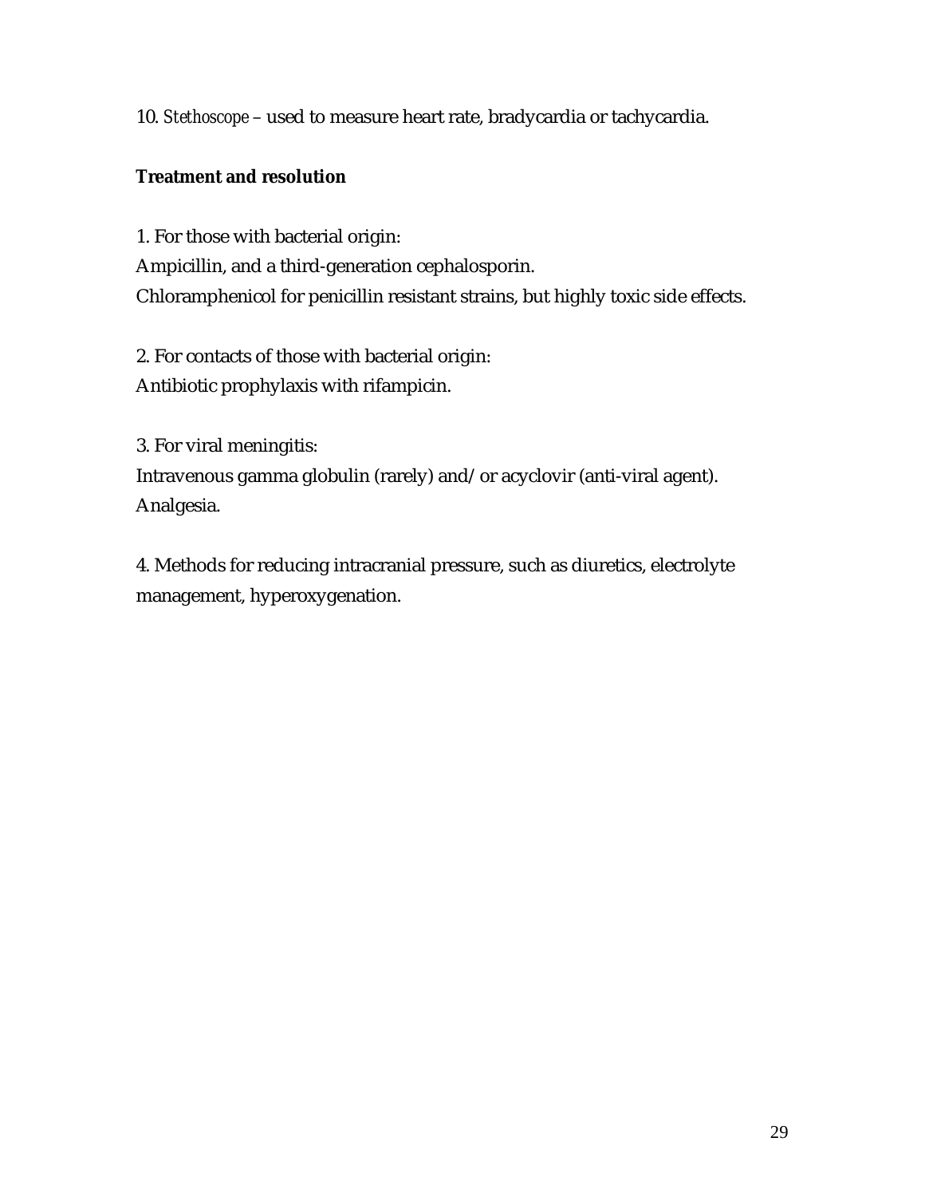10. *Stethoscope* – used to measure heart rate, bradycardia or tachycardia.

**Treatment and resolution**

1. For those with bacterial origin:
Ampicillin, and a third-generation cephalosporin.
Chloramphenicol for penicillin resistant strains, but highly toxic side effects.

2. For contacts of those with bacterial origin:
Antibiotic prophylaxis with rifampicin.

3. For viral meningitis:
Intravenous gamma globulin (rarely) and/or acyclovir (anti-viral agent).
Analgesia.

4. Methods for reducing intracranial pressure, such as diuretics, electrolyte management, hyperoxygenation.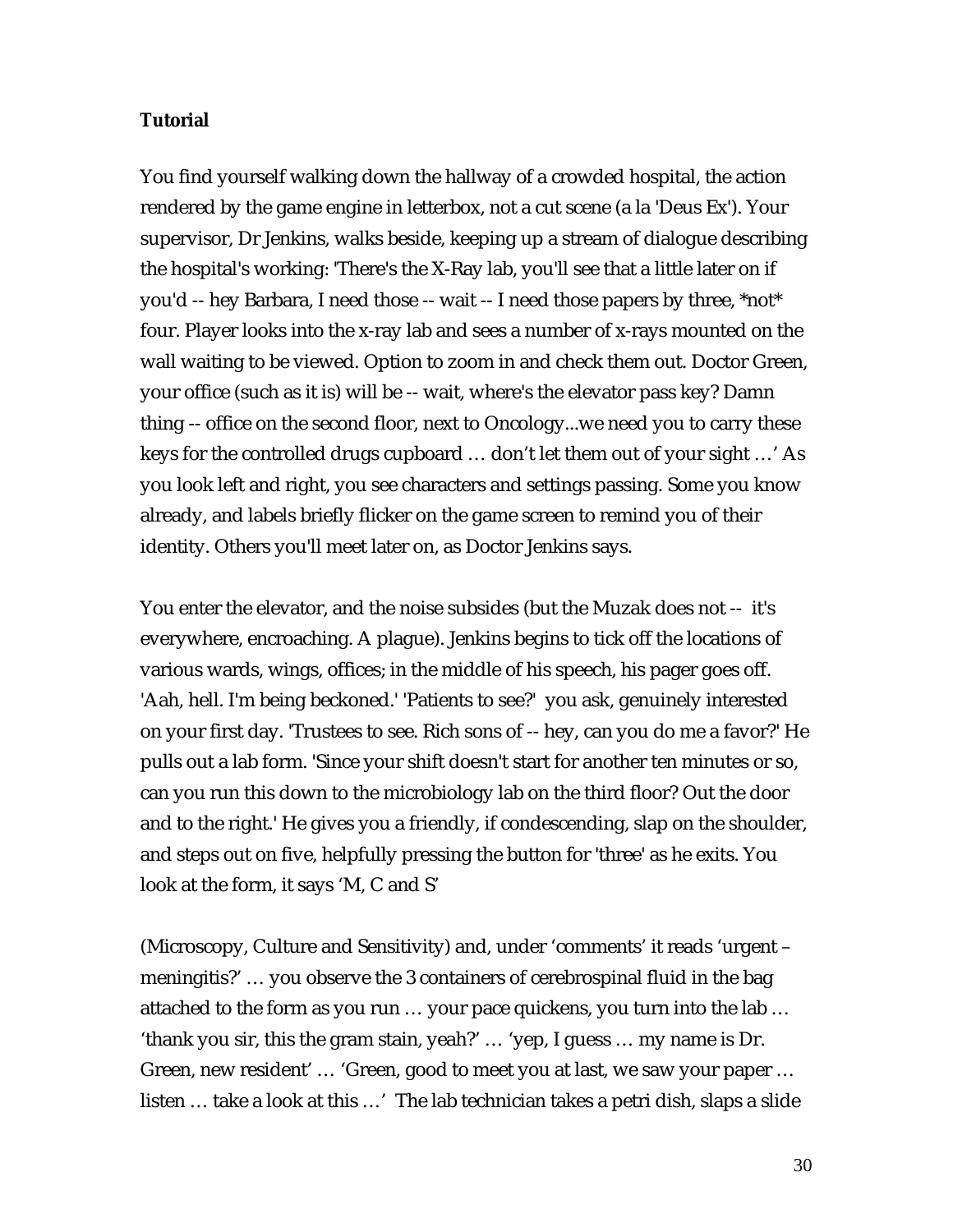**Tutorial**

You find yourself walking down the hallway of a crowded hospital, the action rendered by the game engine in letterbox, not a cut scene (a la 'Deus Ex'). Your supervisor, Dr Jenkins, walks beside, keeping up a stream of dialogue describing the hospital's working: 'There's the X-Ray lab, you'll see that a little later on if you'd -- hey Barbara, I need those -- wait -- I need those papers by three, *not* four. Player looks into the x-ray lab and sees a number of x-rays mounted on the wall waiting to be viewed. Option to zoom in and check them out. Doctor Green, your office (such as it is) will be -- wait, where's the elevator pass key? Damn thing -- office on the second floor, next to Oncology...we need you to carry these keys for the controlled drugs cupboard … don't let them out of your sight …' As you look left and right, you see characters and settings passing. Some you know already, and labels briefly flicker on the game screen to remind you of their identity. Others you'll meet later on, as Doctor Jenkins says.

You enter the elevator, and the noise subsides (but the Muzak does not -- it's everywhere, encroaching. A plague). Jenkins begins to tick off the locations of various wards, wings, offices; in the middle of his speech, his pager goes off. 'Aah, hell. I'm being beckoned.' 'Patients to see?' you ask, genuinely interested on your first day. 'Trustees to see. Rich sons of -- hey, can you do me a favor?' He pulls out a lab form. 'Since your shift doesn't start for another ten minutes or so, can you run this down to the microbiology lab on the third floor? Out the door and to the right.' He gives you a friendly, if condescending, slap on the shoulder, and steps out on five, helpfully pressing the button for 'three' as he exits. You look at the form, it says 'M, C and S'

(Microscopy, Culture and Sensitivity) and, under 'comments' it reads 'urgent – meningitis?' … you observe the 3 containers of cerebrospinal fluid in the bag attached to the form as you run … your pace quickens, you turn into the lab … 'thank you sir, this the gram stain, yeah?' … 'yep, I guess … my name is Dr. Green, new resident' … 'Green, good to meet you at last, we saw your paper … listen … take a look at this …' The lab technician takes a petri dish, slaps a slide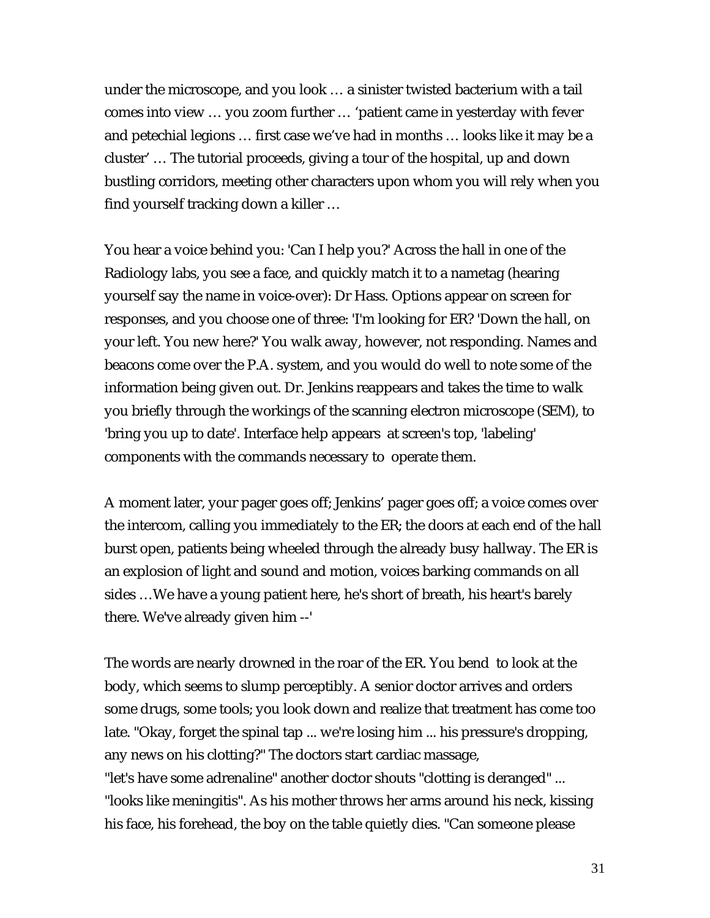under the microscope, and you look … a sinister twisted bacterium with a tail comes into view … you zoom further … ‘patient came in yesterday with fever and petechial legions … first case we’ve had in months … looks like it may be a cluster’ … The tutorial proceeds, giving a tour of the hospital, up and down bustling corridors, meeting other characters upon whom you will rely when you find yourself tracking down a killer …

You hear a voice behind you: 'Can I help you?' Across the hall in one of the Radiology labs, you see a face, and quickly match it to a nametag (hearing yourself say the name in voice-over): Dr Hass. Options appear on screen for responses, and you choose one of three: 'I'm looking for ER? 'Down the hall, on your left. You new here?' You walk away, however, not responding. Names and beacons come over the P.A. system, and you would do well to note some of the information being given out. Dr. Jenkins reappears and takes the time to walk you briefly through the workings of the scanning electron microscope (SEM), to 'bring you up to date'. Interface help appears at screen's top, 'labeling' components with the commands necessary to operate them.

A moment later, your pager goes off; Jenkins’ pager goes off; a voice comes over the intercom, calling you immediately to the ER; the doors at each end of the hall burst open, patients being wheeled through the already busy hallway. The ER is an explosion of light and sound and motion, voices barking commands on all sides …We have a young patient here, he's short of breath, his heart's barely there. We've already given him --'

The words are nearly drowned in the roar of the ER. You bend to look at the body, which seems to slump perceptibly. A senior doctor arrives and orders some drugs, some tools; you look down and realize that treatment has come too late. "Okay, forget the spinal tap ... we're losing him ... his pressure's dropping, any news on his clotting?" The doctors start cardiac massage, "let's have some adrenaline" another doctor shouts "clotting is deranged" ... "looks like meningitis". As his mother throws her arms around his neck, kissing his face, his forehead, the boy on the table quietly dies. "Can someone please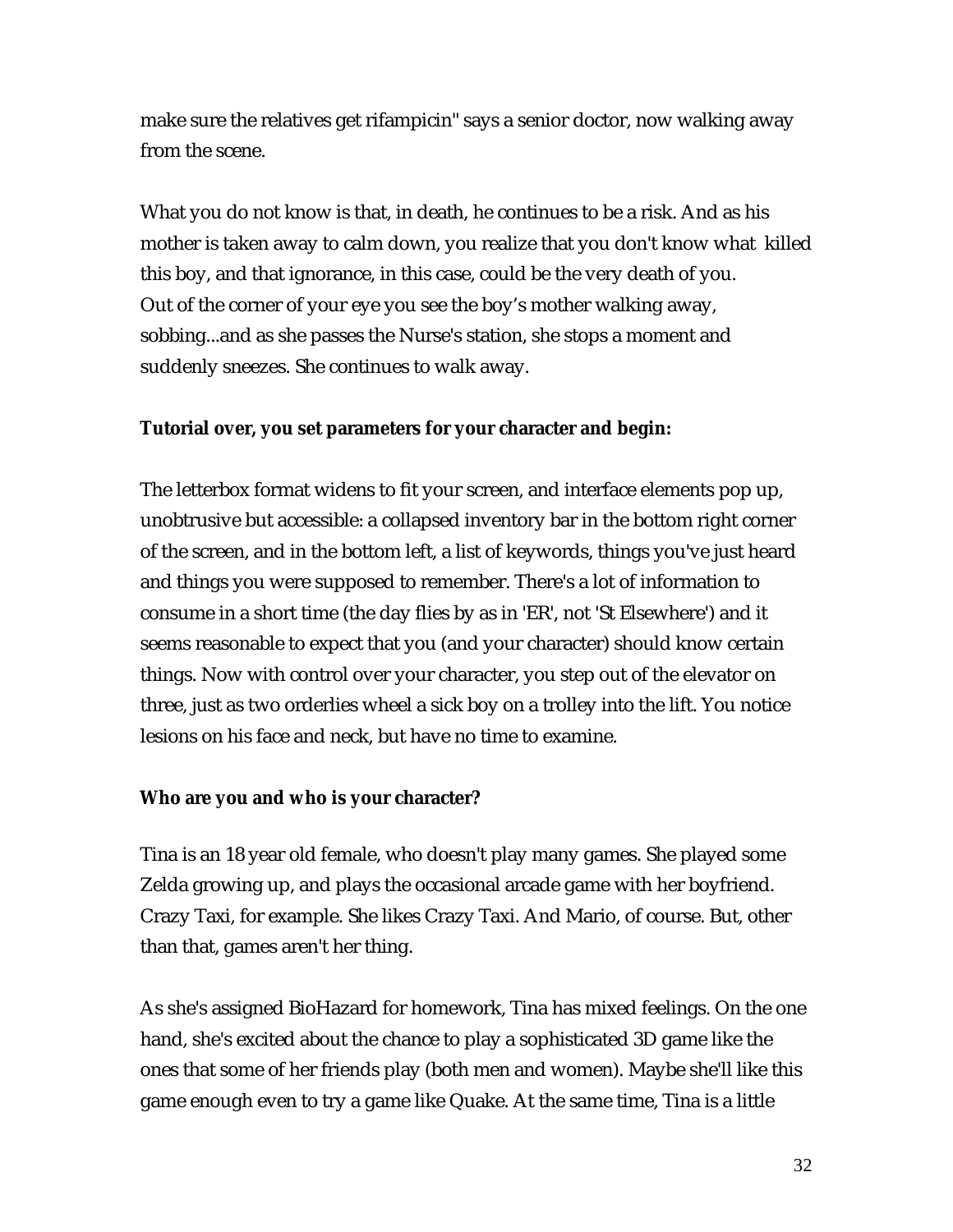make sure the relatives get rifampicin" says a senior doctor, now walking away from the scene.

What you do not know is that, in death, he continues to be a risk. And as his mother is taken away to calm down, you realize that you don't know what killed this boy, and that ignorance, in this case, could be the very death of you. Out of the corner of your eye you see the boy’s mother walking away, sobbing...and as she passes the Nurse's station, she stops a moment and suddenly sneezes. She continues to walk away.

**Tutorial over, you set parameters for your character and begin:**

The letterbox format widens to fit your screen, and interface elements pop up, unobtrusive but accessible: a collapsed inventory bar in the bottom right corner of the screen, and in the bottom left, a list of keywords, things you've just heard and things you were supposed to remember. There's a lot of information to consume in a short time (the day flies by as in 'ER', not 'St Elsewhere') and it seems reasonable to expect that you (and your character) should know certain things. Now with control over your character, you step out of the elevator on three, just as two orderlies wheel a sick boy on a trolley into the lift. You notice lesions on his face and neck, but have no time to examine.

**Who are you and who is your character?**

Tina is an 18 year old female, who doesn't play many games. She played some Zelda growing up, and plays the occasional arcade game with her boyfriend. Crazy Taxi, for example. She likes Crazy Taxi. And Mario, of course. But, other than that, games aren't her thing.

As she's assigned BioHazard for homework, Tina has mixed feelings. On the one hand, she's excited about the chance to play a sophisticated 3D game like the ones that some of her friends play (both men and women). Maybe she'll like this game enough even to try a game like Quake. At the same time, Tina is a little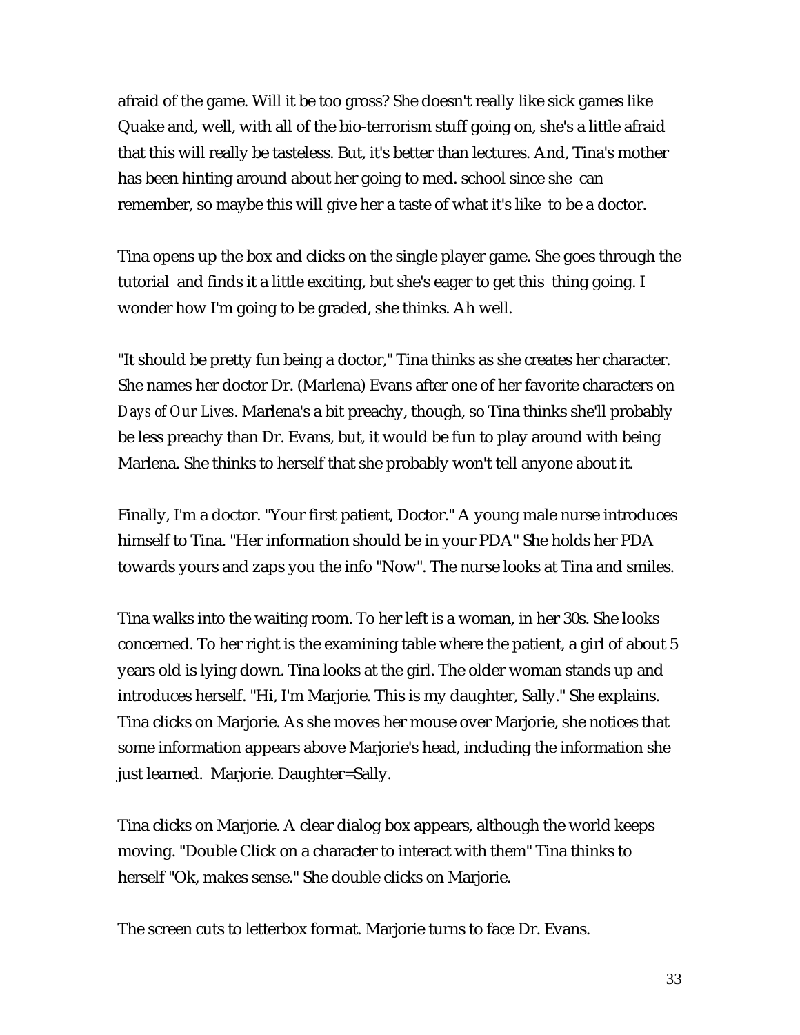afraid of the game. Will it be too gross? She doesn't really like sick games like Quake and, well, with all of the bio-terrorism stuff going on, she's a little afraid that this will really be tasteless. But, it's better than lectures. And, Tina's mother has been hinting around about her going to med. school since she can remember, so maybe this will give her a taste of what it's like to be a doctor.

Tina opens up the box and clicks on the single player game. She goes through the tutorial and finds it a little exciting, but she's eager to get this thing going. I wonder how I'm going to be graded, she thinks. Ah well.

"It should be pretty fun being a doctor," Tina thinks as she creates her character. She names her doctor Dr. (Marlena) Evans after one of her favorite characters on *Days of Our Lives*. Marlena's a bit preachy, though, so Tina thinks she'll probably be less preachy than Dr. Evans, but, it would be fun to play around with being Marlena. She thinks to herself that she probably won't tell anyone about it.

Finally, I'm a doctor. "Your first patient, Doctor." A young male nurse introduces himself to Tina. "Her information should be in your PDA" She holds her PDA towards yours and zaps you the info "Now". The nurse looks at Tina and smiles.

Tina walks into the waiting room. To her left is a woman, in her 30s. She looks concerned. To her right is the examining table where the patient, a girl of about 5 years old is lying down. Tina looks at the girl. The older woman stands up and introduces herself. "Hi, I'm Marjorie. This is my daughter, Sally." She explains. Tina clicks on Marjorie. As she moves her mouse over Marjorie, she notices that some information appears above Marjorie's head, including the information she just learned. Marjorie. Daughter=Sally.

Tina clicks on Marjorie. A clear dialog box appears, although the world keeps moving. "Double Click on a character to interact with them" Tina thinks to herself "Ok, makes sense." She double clicks on Marjorie.

The screen cuts to letterbox format. Marjorie turns to face Dr. Evans.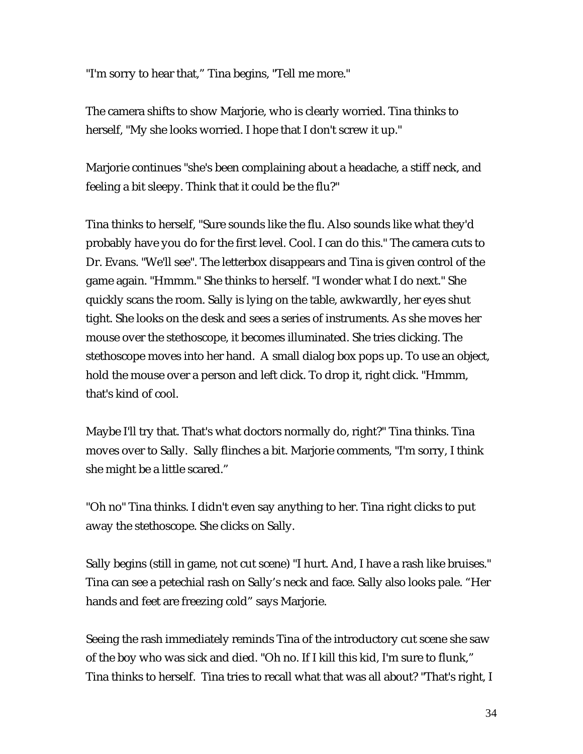"I'm sorry to hear that," Tina begins, "Tell me more."

The camera shifts to show Marjorie, who is clearly worried. Tina thinks to herself, "My she looks worried. I hope that I don't screw it up."

Marjorie continues "she's been complaining about a headache, a stiff neck, and feeling a bit sleepy. Think that it could be the flu?"

Tina thinks to herself, "Sure sounds like the flu. Also sounds like what they'd probably have you do for the first level. Cool. I can do this." The camera cuts to Dr. Evans. "We'll see". The letterbox disappears and Tina is given control of the game again. "Hmmm." She thinks to herself. "I wonder what I do next." She quickly scans the room. Sally is lying on the table, awkwardly, her eyes shut tight. She looks on the desk and sees a series of instruments. As she moves her mouse over the stethoscope, it becomes illuminated. She tries clicking. The stethoscope moves into her hand. A small dialog box pops up. To use an object, hold the mouse over a person and left click. To drop it, right click. "Hmmm, that's kind of cool.

Maybe I'll try that. That's what doctors normally do, right?" Tina thinks. Tina moves over to Sally. Sally flinches a bit. Marjorie comments, "I'm sorry, I think she might be a little scared."

"Oh no" Tina thinks. I didn't even say anything to her. Tina right clicks to put away the stethoscope. She clicks on Sally.

Sally begins (still in game, not cut scene) "I hurt. And, I have a rash like bruises." Tina can see a petechial rash on Sally's neck and face. Sally also looks pale. "Her hands and feet are freezing cold" says Marjorie.

Seeing the rash immediately reminds Tina of the introductory cut scene she saw of the boy who was sick and died. "Oh no. If I kill this kid, I'm sure to flunk," Tina thinks to herself. Tina tries to recall what that was all about? "That's right, I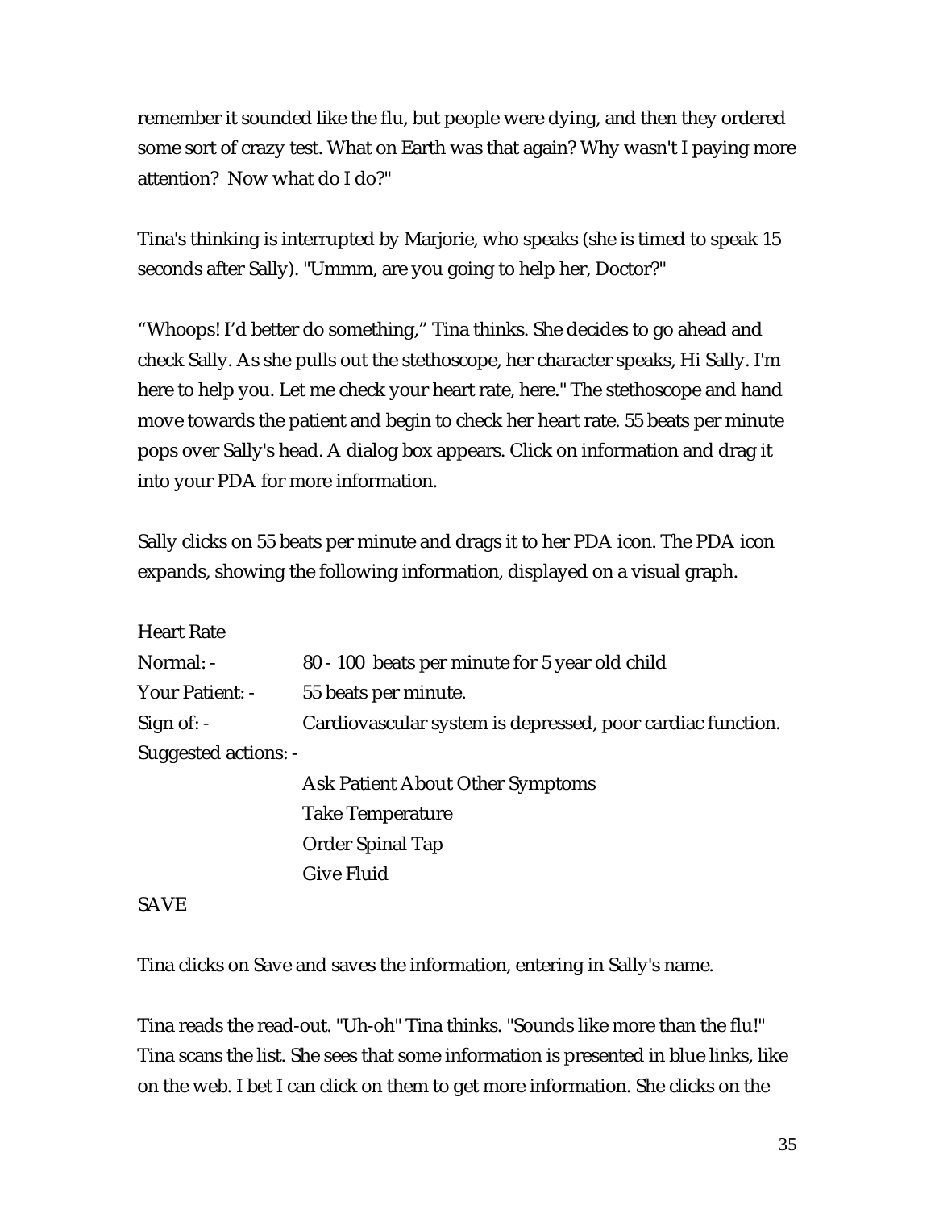remember it sounded like the flu, but people were dying, and then they ordered some sort of crazy test. What on Earth was that again? Why wasn't I paying more attention? Now what do I do?"

Tina's thinking is interrupted by Marjorie, who speaks (she is timed to speak 15 seconds after Sally). "Ummm, are you going to help her, Doctor?"

"Whoops! I'd better do something," Tina thinks. She decides to go ahead and check Sally. As she pulls out the stethoscope, her character speaks, Hi Sally. I'm here to help you. Let me check your heart rate, here." The stethoscope and hand move towards the patient and begin to check her heart rate. 55 beats per minute pops over Sally's head. A dialog box appears. Click on information and drag it into your PDA for more information.

Sally clicks on 55 beats per minute and drags it to her PDA icon. The PDA icon expands, showing the following information, displayed on a visual graph.

| Heart Rate | |
|---|---|
| Normal: - | 80 - 100 beats per minute for 5 year old child |
| Your Patient: - | 55 beats per minute. |
| Sign of: - | Cardiovascular system is depressed, poor cardiac function. |
| Suggested actions: - | |
| | Ask Patient About Other Symptoms |
| | Take Temperature |
| | Order Spinal Tap |
| | Give Fluid |

SAVE

Tina clicks on Save and saves the information, entering in Sally's name.

Tina reads the read-out. "Uh-oh" Tina thinks. "Sounds like more than the flu!" Tina scans the list. She sees that some information is presented in blue links, like on the web. I bet I can click on them to get more information. She clicks on the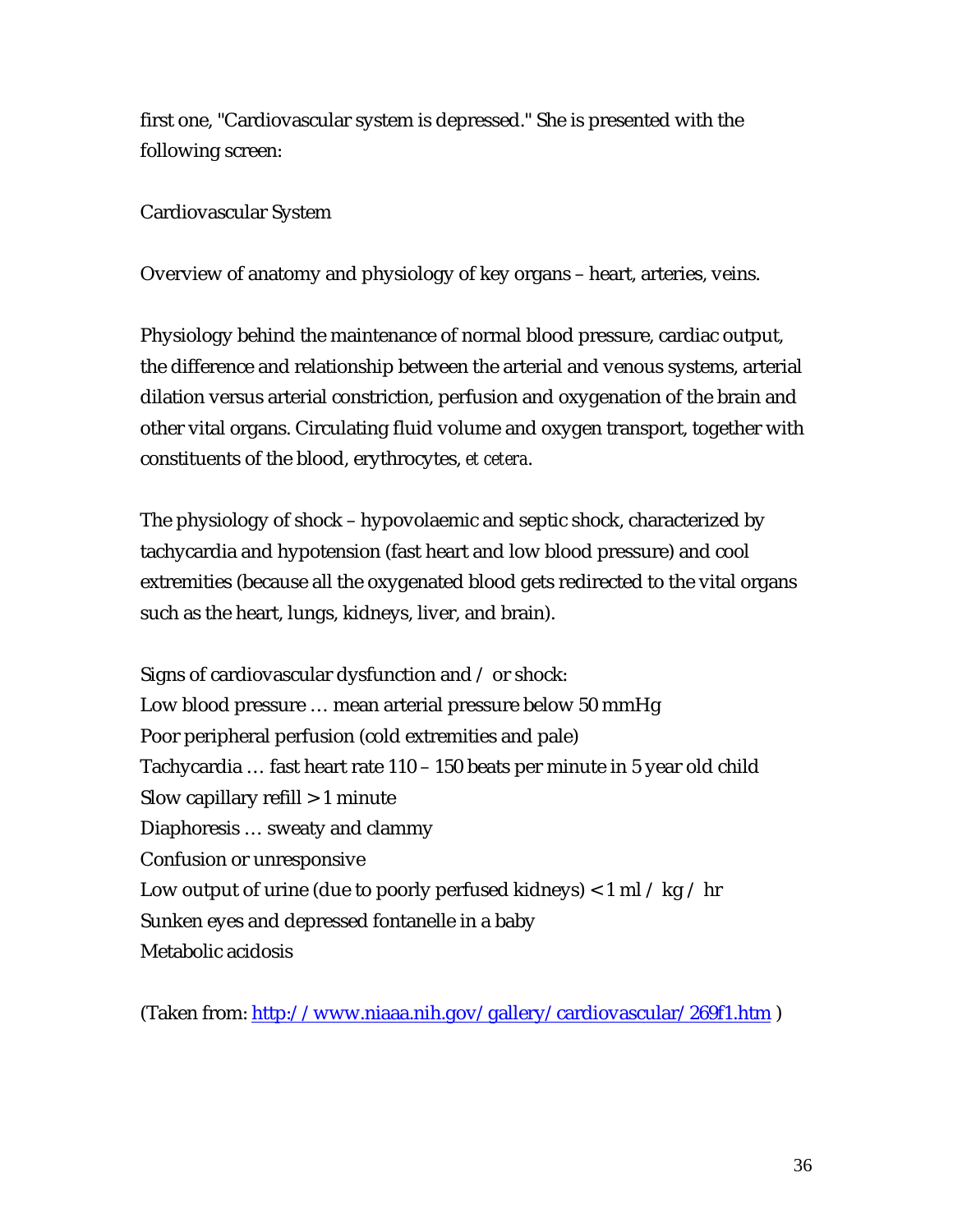first one, "Cardiovascular system is depressed." She is presented with the following screen:

Cardiovascular System

Overview of anatomy and physiology of key organs – heart, arteries, veins.

Physiology behind the maintenance of normal blood pressure, cardiac output, the difference and relationship between the arterial and venous systems, arterial dilation versus arterial constriction, perfusion and oxygenation of the brain and other vital organs. Circulating fluid volume and oxygen transport, together with constituents of the blood, erythrocytes, *et cetera*.

The physiology of shock – hypovolaemic and septic shock, characterized by tachycardia and hypotension (fast heart and low blood pressure) and cool extremities (because all the oxygenated blood gets redirected to the vital organs such as the heart, lungs, kidneys, liver, and brain).

Signs of cardiovascular dysfunction and / or shock:
Low blood pressure … mean arterial pressure below 50 mmHg
Poor peripheral perfusion (cold extremities and pale)
Tachycardia … fast heart rate 110 – 150 beats per minute in 5 year old child
Slow capillary refill > 1 minute
Diaphoresis … sweaty and clammy
Confusion or unresponsive
Low output of urine (due to poorly perfused kidneys) < 1 ml / kg / hr
Sunken eyes and depressed fontanelle in a baby
Metabolic acidosis

(Taken from: [http://www.niaaa.nih.gov/gallery/cardiovascular/269f1.htm](http://www.niaaa.nih.gov/gallery/cardiovascular/269f1.htm) )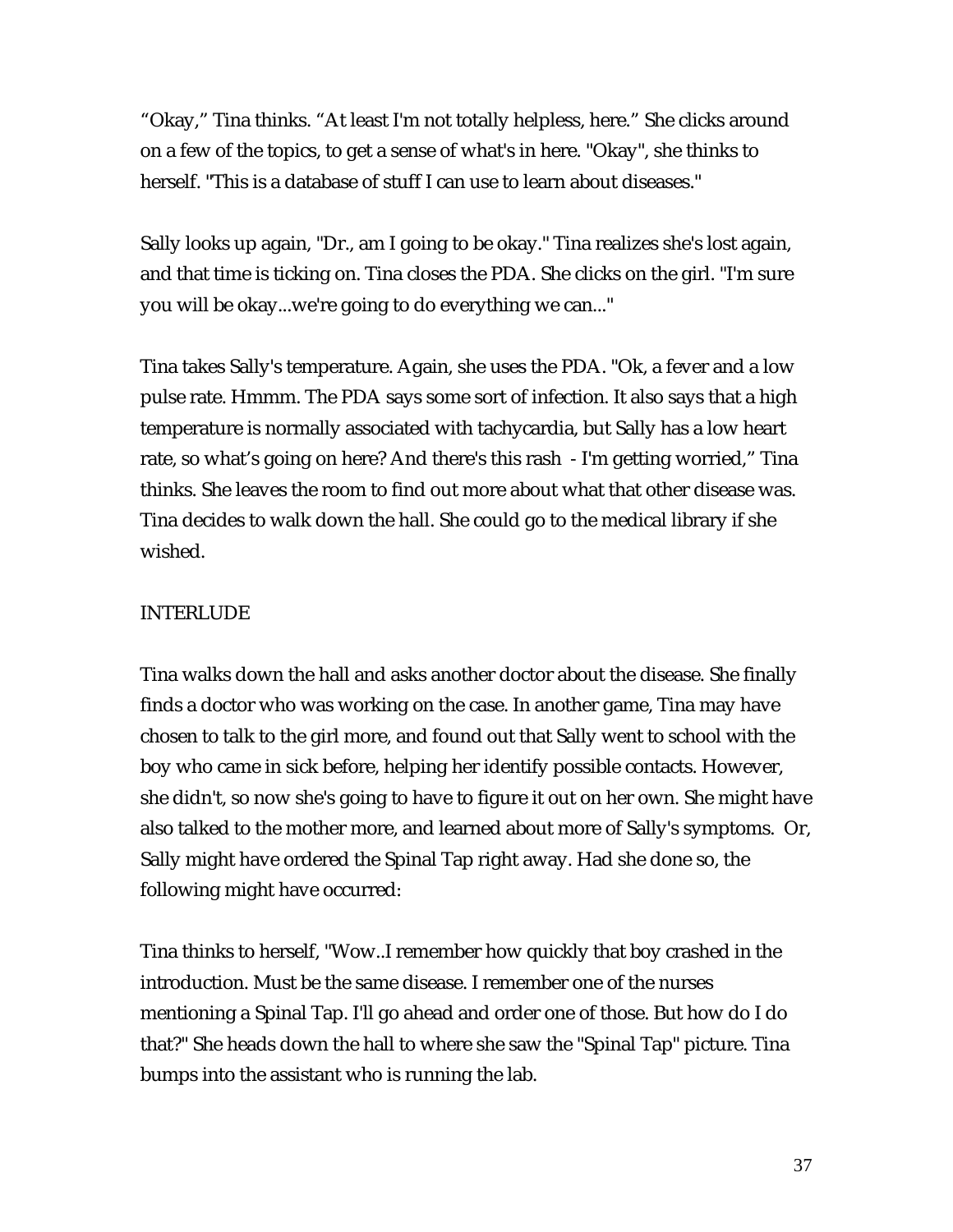"Okay," Tina thinks. "At least I'm not totally helpless, here." She clicks around on a few of the topics, to get a sense of what's in here. "Okay", she thinks to herself. "This is a database of stuff I can use to learn about diseases."

Sally looks up again, "Dr., am I going to be okay." Tina realizes she's lost again, and that time is ticking on. Tina closes the PDA. She clicks on the girl. "I'm sure you will be okay...we're going to do everything we can..."

Tina takes Sally's temperature. Again, she uses the PDA. "Ok, a fever and a low pulse rate. Hmmm. The PDA says some sort of infection. It also says that a high temperature is normally associated with tachycardia, but Sally has a low heart rate, so what's going on here? And there's this rash - I'm getting worried," Tina thinks. She leaves the room to find out more about what that other disease was. Tina decides to walk down the hall. She could go to the medical library if she wished.

INTERLUDE

Tina walks down the hall and asks another doctor about the disease. She finally finds a doctor who was working on the case. In another game, Tina may have chosen to talk to the girl more, and found out that Sally went to school with the boy who came in sick before, helping her identify possible contacts. However, she didn't, so now she's going to have to figure it out on her own. She might have also talked to the mother more, and learned about more of Sally's symptoms. Or, Sally might have ordered the Spinal Tap right away. Had she done so, the following might have occurred:

Tina thinks to herself, "Wow..I remember how quickly that boy crashed in the introduction. Must be the same disease. I remember one of the nurses mentioning a Spinal Tap. I'll go ahead and order one of those. But how do I do that?" She heads down the hall to where she saw the "Spinal Tap" picture. Tina bumps into the assistant who is running the lab.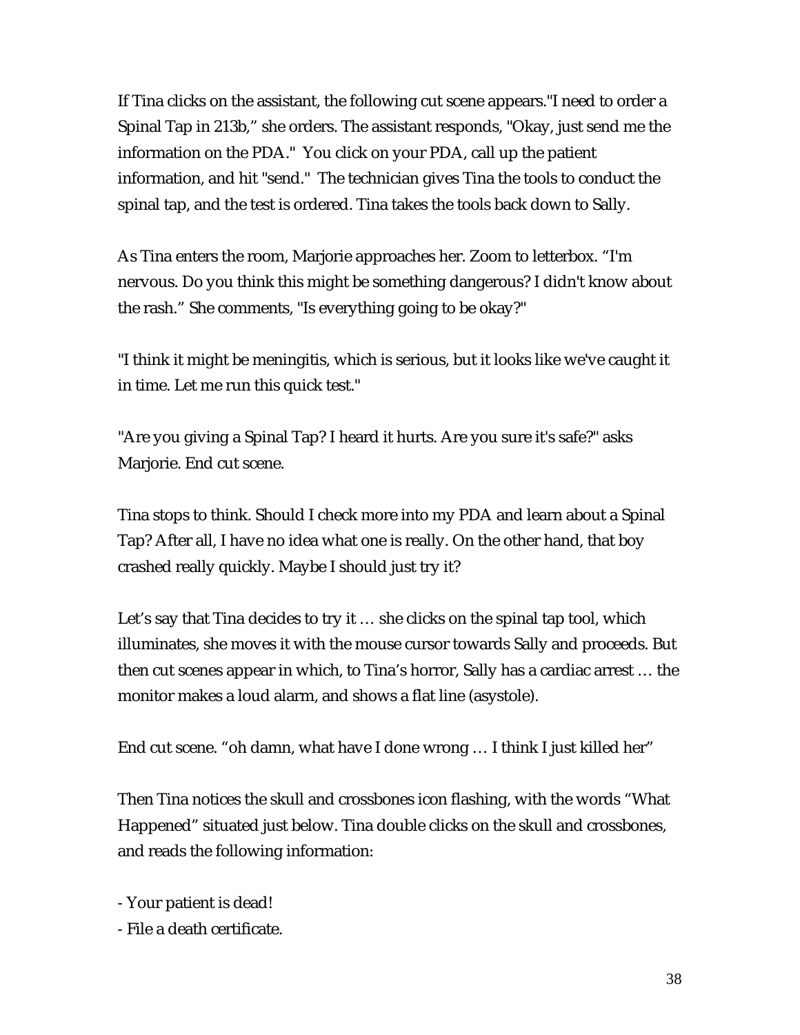If Tina clicks on the assistant, the following cut scene appears."I need to order a Spinal Tap in 213b," she orders. The assistant responds, "Okay, just send me the information on the PDA." You click on your PDA, call up the patient information, and hit "send." The technician gives Tina the tools to conduct the spinal tap, and the test is ordered. Tina takes the tools back down to Sally.

As Tina enters the room, Marjorie approaches her. Zoom to letterbox. "I'm nervous. Do you think this might be something dangerous? I didn't know about the rash." She comments, "Is everything going to be okay?"

"I think it might be meningitis, which is serious, but it looks like we've caught it in time. Let me run this quick test."

"Are you giving a Spinal Tap? I heard it hurts. Are you sure it's safe?" asks Marjorie. End cut scene.

Tina stops to think. Should I check more into my PDA and learn about a Spinal Tap? After all, I have no idea what one is really. On the other hand, that boy crashed really quickly. Maybe I should just try it?

Let's say that Tina decides to try it … she clicks on the spinal tap tool, which illuminates, she moves it with the mouse cursor towards Sally and proceeds. But then cut scenes appear in which, to Tina's horror, Sally has a cardiac arrest … the monitor makes a loud alarm, and shows a flat line (asystole).

End cut scene. "oh damn, what have I done wrong … I think I just killed her"

Then Tina notices the skull and crossbones icon flashing, with the words "What Happened" situated just below. Tina double clicks on the skull and crossbones, and reads the following information:

- Your patient is dead!
- File a death certificate.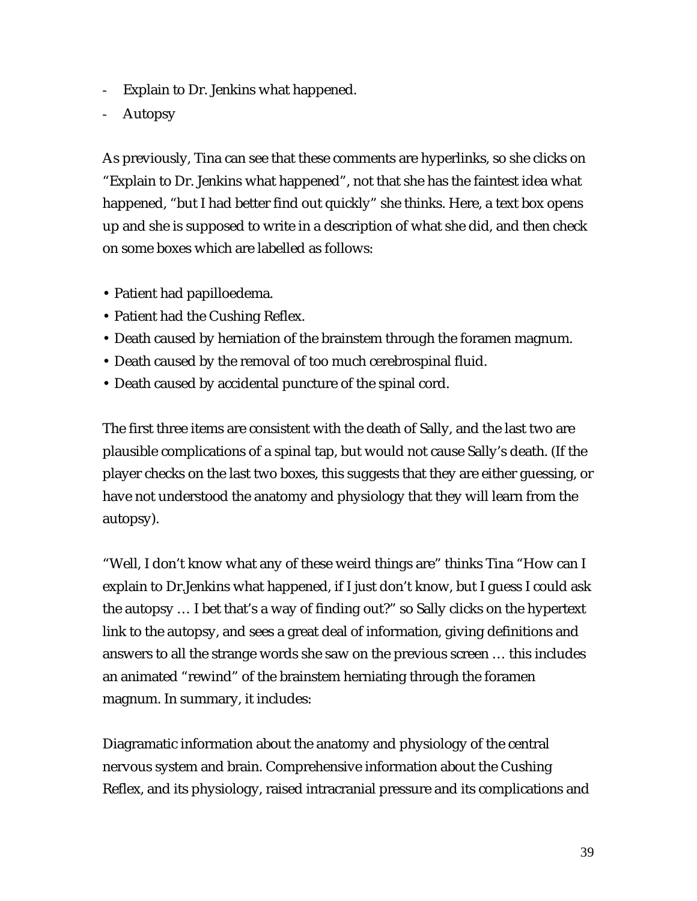- Explain to Dr. Jenkins what happened.
- Autopsy

As previously, Tina can see that these comments are hyperlinks, so she clicks on "Explain to Dr. Jenkins what happened", not that she has the faintest idea what happened, "but I had better find out quickly" she thinks. Here, a text box opens up and she is supposed to write in a description of what she did, and then check on some boxes which are labelled as follows:

- Patient had papilloedema.
- Patient had the Cushing Reflex.
- Death caused by herniation of the brainstem through the foramen magnum.
- Death caused by the removal of too much cerebrospinal fluid.
- Death caused by accidental puncture of the spinal cord.

The first three items are consistent with the death of Sally, and the last two are plausible complications of a spinal tap, but would not cause Sally's death. (If the player checks on the last two boxes, this suggests that they are either guessing, or have not understood the anatomy and physiology that they will learn from the autopsy).

"Well, I don't know what any of these weird things are" thinks Tina "How can I explain to Dr.Jenkins what happened, if I just don't know, but I guess I could ask the autopsy … I bet that's a way of finding out?" so Sally clicks on the hypertext link to the autopsy, and sees a great deal of information, giving definitions and answers to all the strange words she saw on the previous screen … this includes an animated "rewind" of the brainstem herniating through the foramen magnum. In summary, it includes:

Diagramatic information about the anatomy and physiology of the central nervous system and brain. Comprehensive information about the Cushing Reflex, and its physiology, raised intracranial pressure and its complications and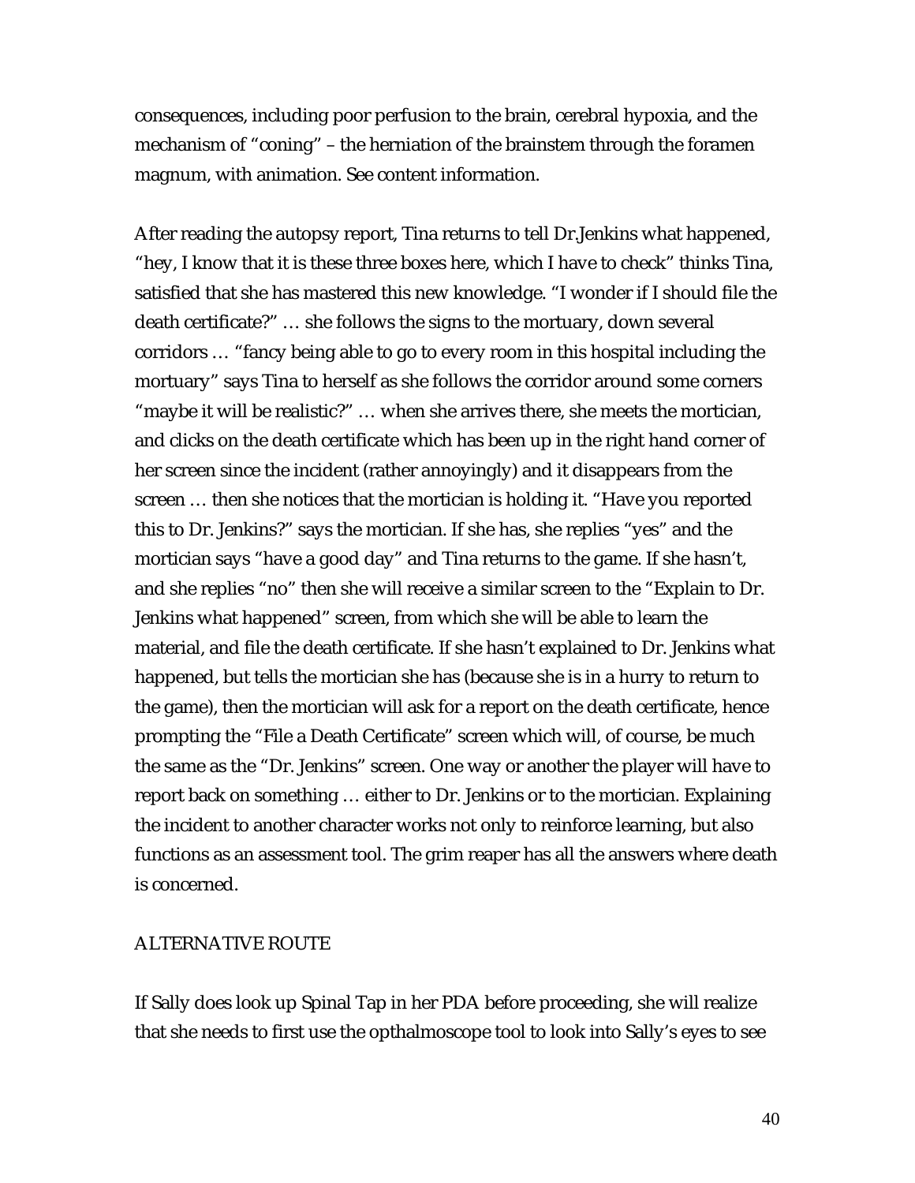consequences, including poor perfusion to the brain, cerebral hypoxia, and the mechanism of "coning" – the herniation of the brainstem through the foramen magnum, with animation. See content information.

After reading the autopsy report, Tina returns to tell Dr.Jenkins what happened, "hey, I know that it is these three boxes here, which I have to check" thinks Tina, satisfied that she has mastered this new knowledge. "I wonder if I should file the death certificate?" … she follows the signs to the mortuary, down several corridors … "fancy being able to go to every room in this hospital including the mortuary" says Tina to herself as she follows the corridor around some corners "maybe it will be realistic?" … when she arrives there, she meets the mortician, and clicks on the death certificate which has been up in the right hand corner of her screen since the incident (rather annoyingly) and it disappears from the screen … then she notices that the mortician is holding it. "Have you reported this to Dr. Jenkins?" says the mortician. If she has, she replies "yes" and the mortician says "have a good day" and Tina returns to the game. If she hasn't, and she replies "no" then she will receive a similar screen to the "Explain to Dr. Jenkins what happened" screen, from which she will be able to learn the material, and file the death certificate. If she hasn't explained to Dr. Jenkins what happened, but tells the mortician she has (because she is in a hurry to return to the game), then the mortician will ask for a report on the death certificate, hence prompting the "File a Death Certificate" screen which will, of course, be much the same as the "Dr. Jenkins" screen. One way or another the player will have to report back on something … either to Dr. Jenkins or to the mortician. Explaining the incident to another character works not only to reinforce learning, but also functions as an assessment tool. The grim reaper has all the answers where death is concerned.

ALTERNATIVE ROUTE

If Sally does look up Spinal Tap in her PDA before proceeding, she will realize that she needs to first use the opthalmoscope tool to look into Sally's eyes to see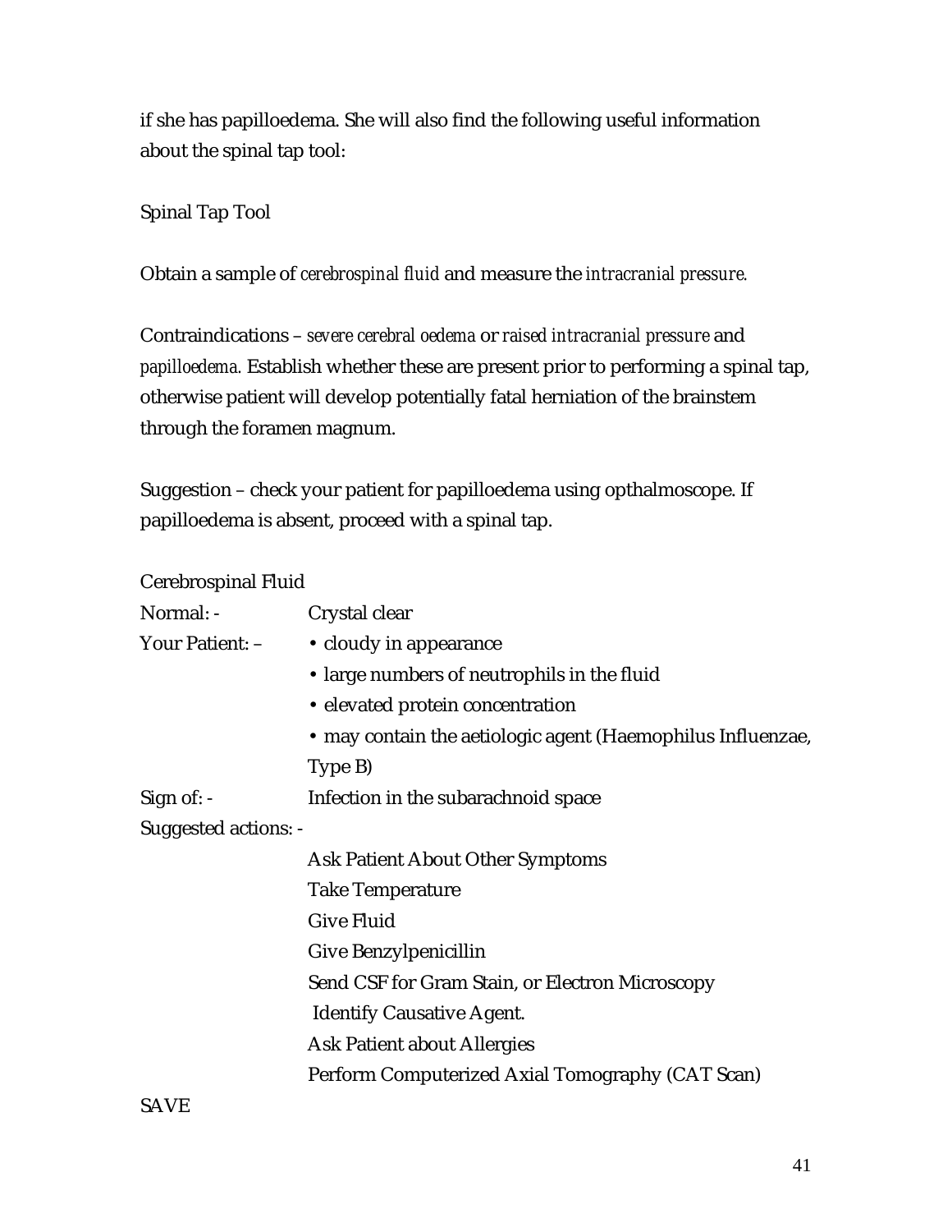if she has papilloedema. She will also find the following useful information about the spinal tap tool:

Spinal Tap Tool

Obtain a sample of *cerebrospinal fluid* and measure the *intracranial pressure.*

Contraindications – *severe cerebral oedema* or *raised intracranial pressure* and *papilloedema.* Establish whether these are present prior to performing a spinal tap, otherwise patient will develop potentially fatal herniation of the brainstem through the foramen magnum.

Suggestion – check your patient for papilloedema using opthalmoscope. If papilloedema is absent, proceed with a spinal tap.

Cerebrospinal Fluid

| | |
|---|---|
| Normal: - | Crystal clear |
| Your Patient: – | • cloudy in appearance<br>• large numbers of neutrophils in the fluid<br>• elevated protein concentration<br>• may contain the aetiologic agent (Haemophilus Influenzae, Type B) |
| Sign of: - | Infection in the subarachnoid space |
| Suggested actions: - | Ask Patient About Other Symptoms<br>Take Temperature<br>Give Fluid<br>Give Benzylpenicillin<br>Send CSF for Gram Stain, or Electron Microscopy<br>Identify Causative Agent.<br>Ask Patient about Allergies<br>Perform Computerized Axial Tomography (CAT Scan) |

SAVE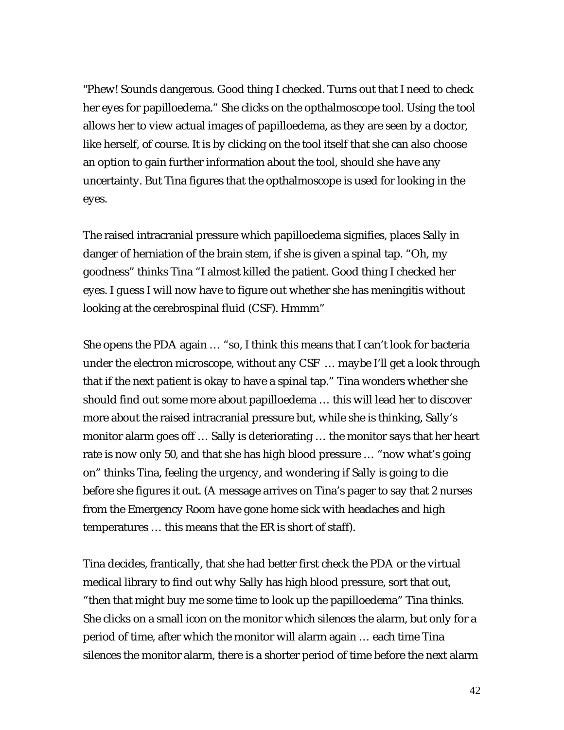"Phew! Sounds dangerous. Good thing I checked. Turns out that I need to check her eyes for papilloedema." She clicks on the opthalmoscope tool. Using the tool allows her to view actual images of papilloedema, as they are seen by a doctor, like herself, of course. It is by clicking on the tool itself that she can also choose an option to gain further information about the tool, should she have any uncertainty. But Tina figures that the opthalmoscope is used for looking in the eyes.

The raised intracranial pressure which papilloedema signifies, places Sally in danger of herniation of the brain stem, if she is given a spinal tap. "Oh, my goodness" thinks Tina "I almost killed the patient. Good thing I checked her eyes. I guess I will now have to figure out whether she has meningitis without looking at the cerebrospinal fluid (CSF). Hmmm"

She opens the PDA again … "so, I think this means that I can't look for bacteria under the electron microscope, without any CSF … maybe I'll get a look through that if the next patient is okay to have a spinal tap." Tina wonders whether she should find out some more about papilloedema … this will lead her to discover more about the raised intracranial pressure but, while she is thinking, Sally's monitor alarm goes off … Sally is deteriorating … the monitor says that her heart rate is now only 50, and that she has high blood pressure … "now what's going on" thinks Tina, feeling the urgency, and wondering if Sally is going to die before she figures it out. (A message arrives on Tina's pager to say that 2 nurses from the Emergency Room have gone home sick with headaches and high temperatures … this means that the ER is short of staff).

Tina decides, frantically, that she had better first check the PDA or the virtual medical library to find out why Sally has high blood pressure, sort that out, "then that might buy me some time to look up the papilloedema" Tina thinks. She clicks on a small icon on the monitor which silences the alarm, but only for a period of time, after which the monitor will alarm again … each time Tina silences the monitor alarm, there is a shorter period of time before the next alarm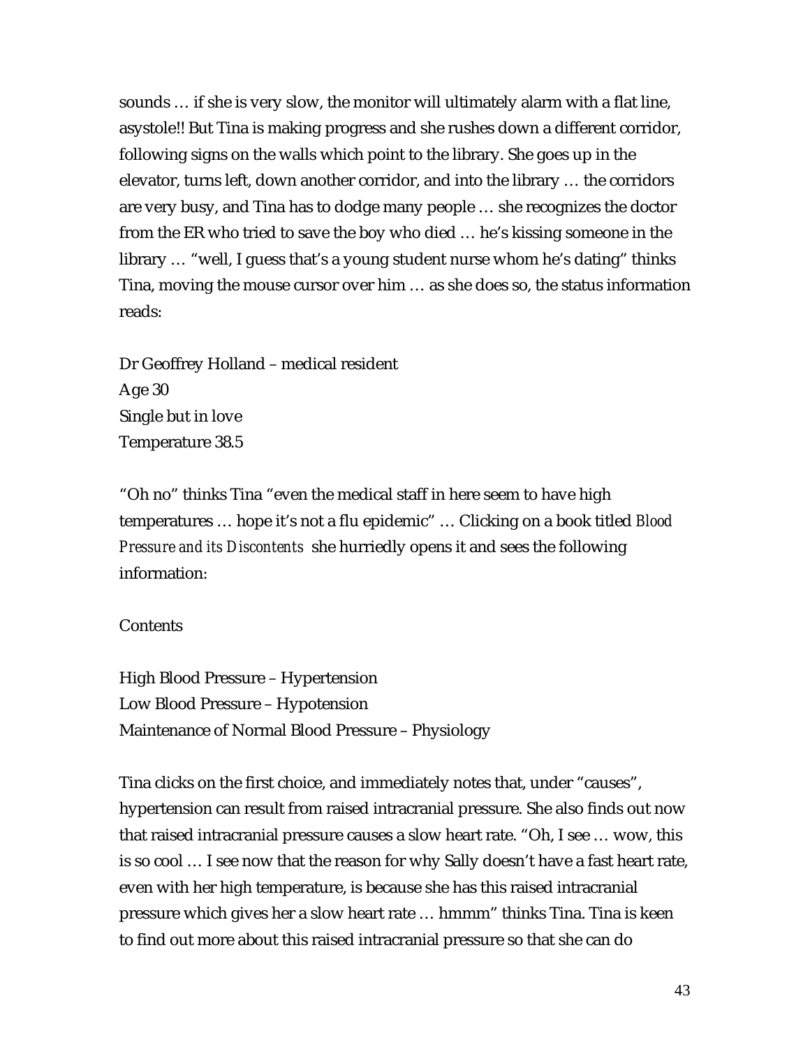sounds … if she is very slow, the monitor will ultimately alarm with a flat line, asystole!! But Tina is making progress and she rushes down a different corridor, following signs on the walls which point to the library. She goes up in the elevator, turns left, down another corridor, and into the library … the corridors are very busy, and Tina has to dodge many people … she recognizes the doctor from the ER who tried to save the boy who died … he's kissing someone in the library … "well, I guess that's a young student nurse whom he's dating" thinks Tina, moving the mouse cursor over him … as she does so, the status information reads:

Dr Geoffrey Holland – medical resident
Age 30
Single but in love
Temperature 38.5

"Oh no" thinks Tina "even the medical staff in here seem to have high temperatures … hope it's not a flu epidemic" … Clicking on a book titled *Blood Pressure and its Discontents* she hurriedly opens it and sees the following information:

Contents

High Blood Pressure – Hypertension
Low Blood Pressure – Hypotension
Maintenance of Normal Blood Pressure – Physiology

Tina clicks on the first choice, and immediately notes that, under "causes", hypertension can result from raised intracranial pressure. She also finds out now that raised intracranial pressure causes a slow heart rate. "Oh, I see … wow, this is so cool … I see now that the reason for why Sally doesn't have a fast heart rate, even with her high temperature, is because she has this raised intracranial pressure which gives her a slow heart rate … hmmm" thinks Tina. Tina is keen to find out more about this raised intracranial pressure so that she can do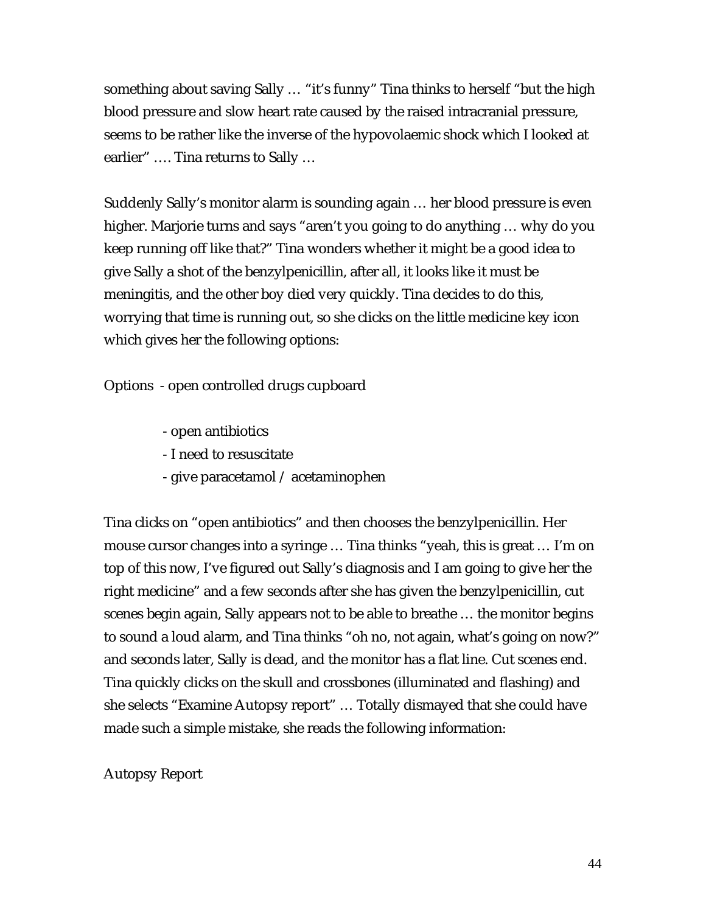something about saving Sally … "it's funny" Tina thinks to herself "but the high blood pressure and slow heart rate caused by the raised intracranial pressure, seems to be rather like the inverse of the hypovolaemic shock which I looked at earlier" …. Tina returns to Sally …

Suddenly Sally's monitor alarm is sounding again … her blood pressure is even higher. Marjorie turns and says "aren't you going to do anything … why do you keep running off like that?" Tina wonders whether it might be a good idea to give Sally a shot of the benzylpenicillin, after all, it looks like it must be meningitis, and the other boy died very quickly. Tina decides to do this, worrying that time is running out, so she clicks on the little medicine key icon which gives her the following options:

Options - open controlled drugs cupboard

- open antibiotics
- I need to resuscitate
- give paracetamol / acetaminophen

Tina clicks on "open antibiotics" and then chooses the benzylpenicillin. Her mouse cursor changes into a syringe … Tina thinks "yeah, this is great … I'm on top of this now, I've figured out Sally's diagnosis and I am going to give her the right medicine" and a few seconds after she has given the benzylpenicillin, cut scenes begin again, Sally appears not to be able to breathe … the monitor begins to sound a loud alarm, and Tina thinks "oh no, not again, what's going on now?" and seconds later, Sally is dead, and the monitor has a flat line. Cut scenes end. Tina quickly clicks on the skull and crossbones (illuminated and flashing) and she selects "Examine Autopsy report" … Totally dismayed that she could have made such a simple mistake, she reads the following information:

Autopsy Report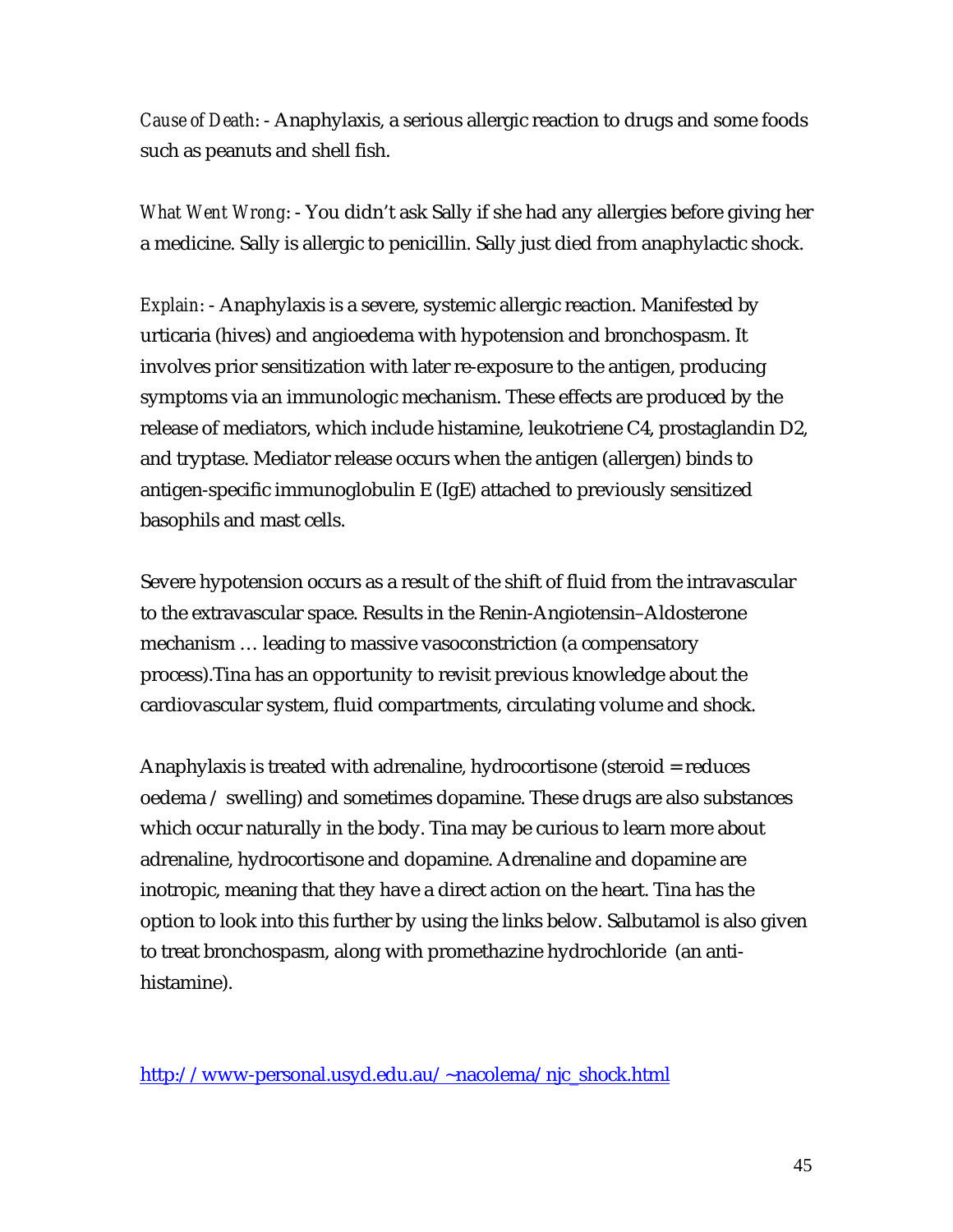*Cause of Death*: - Anaphylaxis, a serious allergic reaction to drugs and some foods such as peanuts and shell fish.

*What Went Wrong*: - You didn't ask Sally if she had any allergies before giving her a medicine. Sally is allergic to penicillin. Sally just died from anaphylactic shock.

*Explain*: - Anaphylaxis is a severe, systemic allergic reaction. Manifested by urticaria (hives) and angioedema with hypotension and bronchospasm. It involves prior sensitization with later re-exposure to the antigen, producing symptoms via an immunologic mechanism. These effects are produced by the release of mediators, which include histamine, leukotriene C4, prostaglandin D2, and tryptase. Mediator release occurs when the antigen (allergen) binds to antigen-specific immunoglobulin E (IgE) attached to previously sensitized basophils and mast cells.

Severe hypotension occurs as a result of the shift of fluid from the intravascular to the extravascular space. Results in the Renin-Angiotensin–Aldosterone mechanism … leading to massive vasoconstriction (a compensatory process).Tina has an opportunity to revisit previous knowledge about the cardiovascular system, fluid compartments, circulating volume and shock.

Anaphylaxis is treated with adrenaline, hydrocortisone (steroid = reduces oedema / swelling) and sometimes dopamine. These drugs are also substances which occur naturally in the body. Tina may be curious to learn more about adrenaline, hydrocortisone and dopamine. Adrenaline and dopamine are inotropic, meaning that they have a direct action on the heart. Tina has the option to look into this further by using the links below. Salbutamol is also given to treat bronchospasm, along with promethazine hydrochloride (an anti-histamine).

http://www-personal.usyd.edu.au/~nacolema/njc_shock.html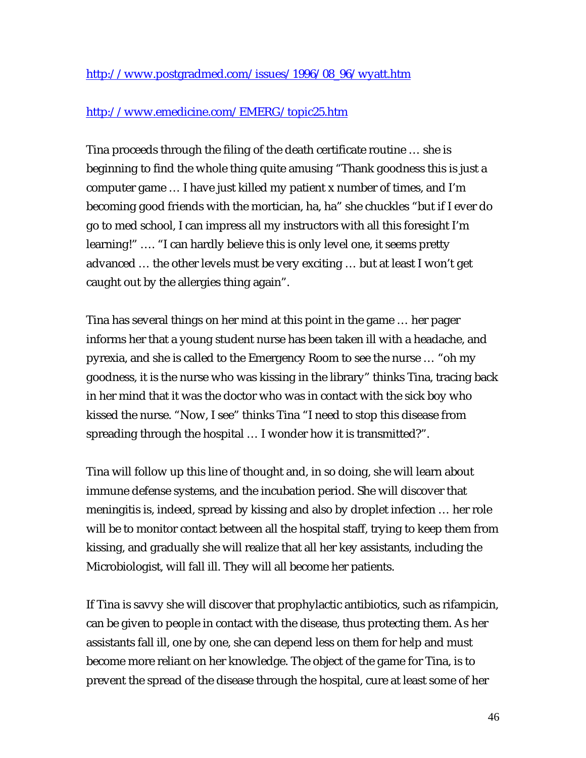http://www.postgradmed.com/issues/1996/08_96/wyatt.htm

http://www.emedicine.com/EMERG/topic25.htm

Tina proceeds through the filing of the death certificate routine … she is beginning to find the whole thing quite amusing "Thank goodness this is just a computer game … I have just killed my patient x number of times, and I'm becoming good friends with the mortician, ha, ha" she chuckles "but if I ever do go to med school, I can impress all my instructors with all this foresight I'm learning!" …. "I can hardly believe this is only level one, it seems pretty advanced … the other levels must be very exciting … but at least I won't get caught out by the allergies thing again".

Tina has several things on her mind at this point in the game … her pager informs her that a young student nurse has been taken ill with a headache, and pyrexia, and she is called to the Emergency Room to see the nurse … "oh my goodness, it is the nurse who was kissing in the library" thinks Tina, tracing back in her mind that it was the doctor who was in contact with the sick boy who kissed the nurse. "Now, I see" thinks Tina "I need to stop this disease from spreading through the hospital … I wonder how it is transmitted?".

Tina will follow up this line of thought and, in so doing, she will learn about immune defense systems, and the incubation period. She will discover that meningitis is, indeed, spread by kissing and also by droplet infection … her role will be to monitor contact between all the hospital staff, trying to keep them from kissing, and gradually she will realize that all her key assistants, including the Microbiologist, will fall ill. They will all become her patients.

If Tina is savvy she will discover that prophylactic antibiotics, such as rifampicin, can be given to people in contact with the disease, thus protecting them. As her assistants fall ill, one by one, she can depend less on them for help and must become more reliant on her knowledge. The object of the game for Tina, is to prevent the spread of the disease through the hospital, cure at least some of her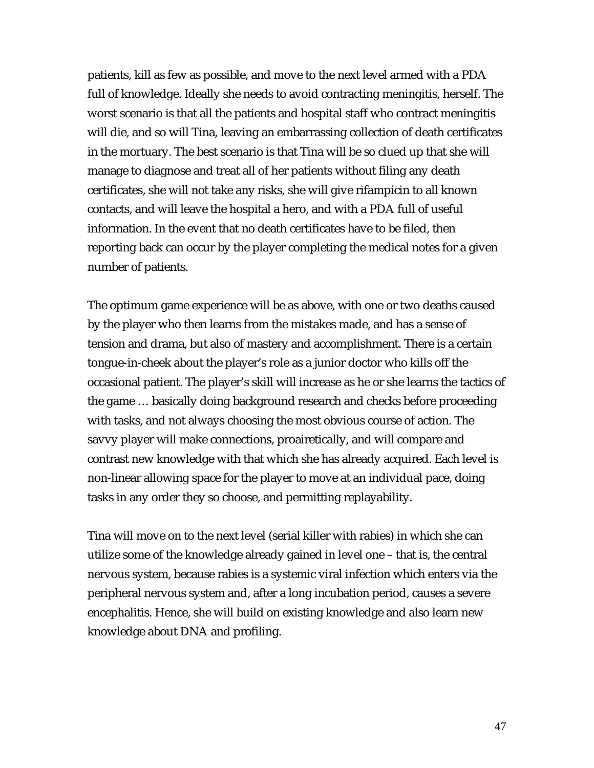patients, kill as few as possible, and move to the next level armed with a PDA full of knowledge. Ideally she needs to avoid contracting meningitis, herself. The worst scenario is that all the patients and hospital staff who contract meningitis will die, and so will Tina, leaving an embarrassing collection of death certificates in the mortuary. The best scenario is that Tina will be so clued up that she will manage to diagnose and treat all of her patients without filing any death certificates, she will not take any risks, she will give rifampicin to all known contacts, and will leave the hospital a hero, and with a PDA full of useful information. In the event that no death certificates have to be filed, then reporting back can occur by the player completing the medical notes for a given number of patients.

The optimum game experience will be as above, with one or two deaths caused by the player who then learns from the mistakes made, and has a sense of tension and drama, but also of mastery and accomplishment. There is a certain tongue-in-cheek about the player's role as a junior doctor who kills off the occasional patient. The player's skill will increase as he or she learns the tactics of the game … basically doing background research and checks before proceeding with tasks, and not always choosing the most obvious course of action. The savvy player will make connections, proairetically, and will compare and contrast new knowledge with that which she has already acquired. Each level is non-linear allowing space for the player to move at an individual pace, doing tasks in any order they so choose, and permitting replayability.

Tina will move on to the next level (serial killer with rabies) in which she can utilize some of the knowledge already gained in level one – that is, the central nervous system, because rabies is a systemic viral infection which enters via the peripheral nervous system and, after a long incubation period, causes a severe encephalitis. Hence, she will build on existing knowledge and also learn new knowledge about DNA and profiling.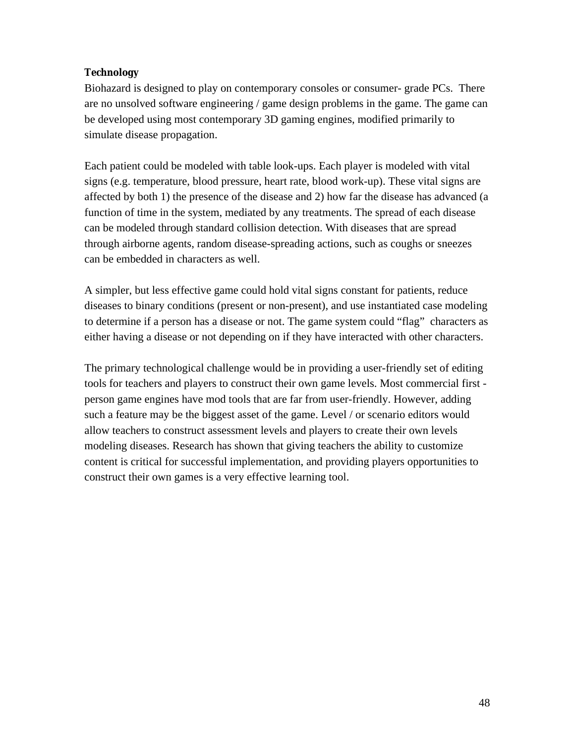**Technology**

Biohazard is designed to play on contemporary consoles or consumer- grade PCs. There are no unsolved software engineering / game design problems in the game. The game can be developed using most contemporary 3D gaming engines, modified primarily to simulate disease propagation.

Each patient could be modeled with table look-ups. Each player is modeled with vital signs (e.g. temperature, blood pressure, heart rate, blood work-up). These vital signs are affected by both 1) the presence of the disease and 2) how far the disease has advanced (a function of time in the system, mediated by any treatments. The spread of each disease can be modeled through standard collision detection. With diseases that are spread through airborne agents, random disease-spreading actions, such as coughs or sneezes can be embedded in characters as well.

A simpler, but less effective game could hold vital signs constant for patients, reduce diseases to binary conditions (present or non-present), and use instantiated case modeling to determine if a person has a disease or not. The game system could "flag" characters as either having a disease or not depending on if they have interacted with other characters.

The primary technological challenge would be in providing a user-friendly set of editing tools for teachers and players to construct their own game levels. Most commercial first - person game engines have mod tools that are far from user-friendly. However, adding such a feature may be the biggest asset of the game. Level / or scenario editors would allow teachers to construct assessment levels and players to create their own levels modeling diseases. Research has shown that giving teachers the ability to customize content is critical for successful implementation, and providing players opportunities to construct their own games is a very effective learning tool.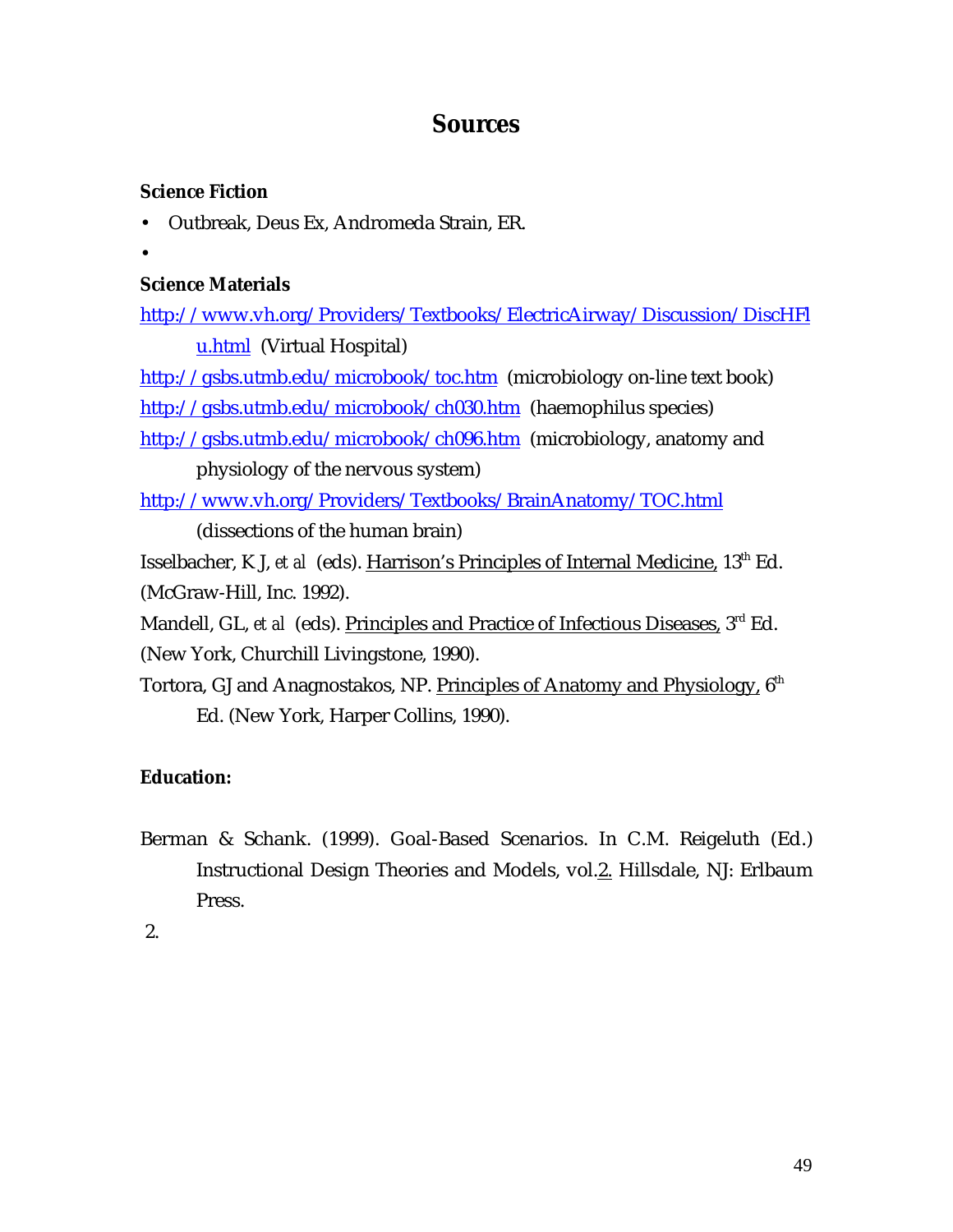# Sources

**Science Fiction**

- Outbreak, Deus Ex, Andromeda Strain, ER.
- 

**Science Materials**

http://www.vh.org/Providers/Textbooks/ElectricAirway/Discussion/DiscHFlu.html (Virtual Hospital)

http://gsbs.utmb.edu/microbook/toc.htm (microbiology on-line text book)

http://gsbs.utmb.edu/microbook/ch030.htm (haemophilus species)

http://gsbs.utmb.edu/microbook/ch096.htm (microbiology, anatomy and physiology of the nervous system)

http://www.vh.org/Providers/Textbooks/BrainAnatomy/TOC.html (dissections of the human brain)

Isselbacher, K J, *et al* (eds). Harrison's Principles of Internal Medicine, 13th Ed. (McGraw-Hill, Inc. 1992).

Mandell, GL, *et al* (eds). Principles and Practice of Infectious Diseases, 3rd Ed. (New York, Churchill Livingstone, 1990).

Tortora, GJ and Anagnostakos, NP. Principles of Anatomy and Physiology, 6th Ed. (New York, Harper Collins, 1990).

**Education:**

Berman & Schank. (1999). Goal-Based Scenarios. In C.M. Reigeluth (Ed.) Instructional Design Theories and Models, vol.2. Hillsdale, NJ: Erlbaum Press.

2.